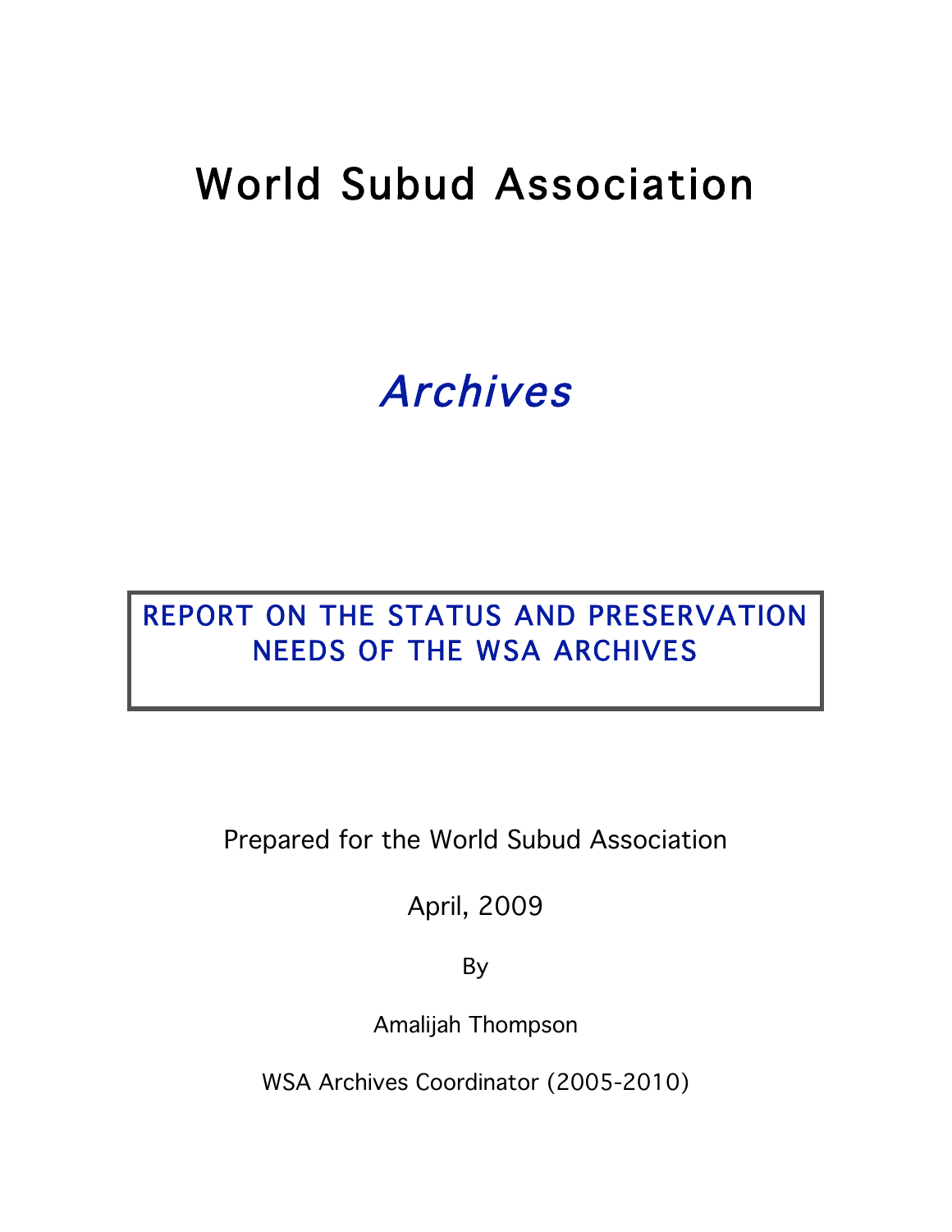# World Subud Association

## *Archives*

**REPORT ON THE STATUS AND PRESERVATION NEEDS OF THE WSA ARCHIVES**

Prepared for the World Subud Association

April, 2009

By

Amalijah Thompson

WSA Archives Coordinator (2005-2010)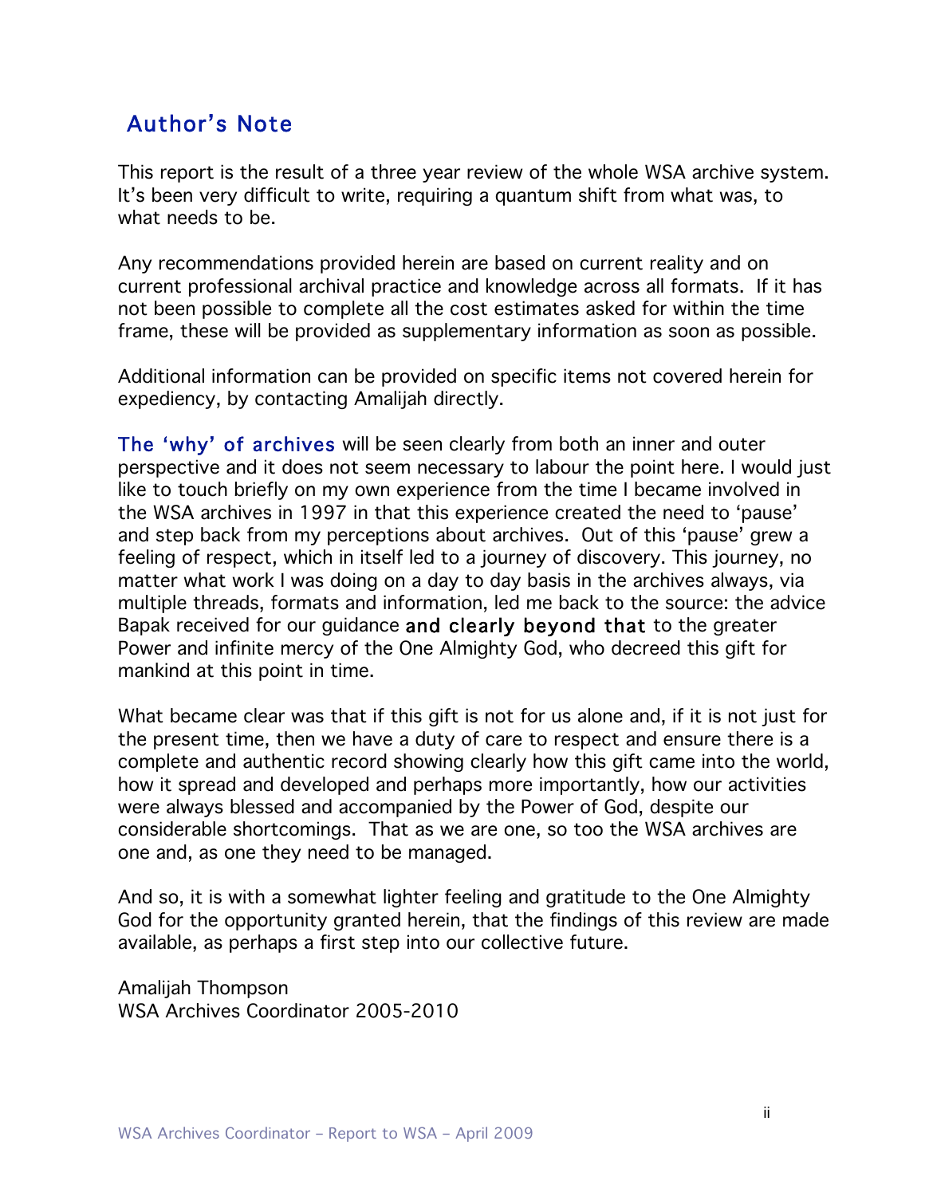## Author's Note

This report is the result of a three year review of the whole WSA archive system. It's been very difficult to write, requiring a quantum shift from what was, to what needs to be.

Any recommendations provided herein are based on current reality and on current professional archival practice and knowledge across all formats. If it has not been possible to complete all the cost estimates asked for within the time frame, these will be provided as supplementary information as soon as possible.

Additional information can be provided on specific items not covered herein for expediency, by contacting Amalijah directly.

**The 'why' of archives** will be seen clearly from both an inner and outer perspective and it does not seem necessary to labour the point here. I would just like to touch briefly on my own experience from the time I became involved in the WSA archives in 1997 in that this experience created the need to 'pause' and step back from my perceptions about archives. Out of this 'pause' grew a feeling of respect, which in itself led to a journey of discovery. This journey, no matter what work I was doing on a day to day basis in the archives always, via multiple threads, formats and information, led me back to the source: the advice Bapak received for our guidance **and clearly beyond that** to the greater Power and infinite mercy of the One Almighty God, who decreed this gift for mankind at this point in time.

What became clear was that if this gift is not for us alone and, if it is not just for the present time, then we have a duty of care to respect and ensure there is a complete and authentic record showing clearly how this gift came into the world, how it spread and developed and perhaps more importantly, how our activities were always blessed and accompanied by the Power of God, despite our considerable shortcomings. That as we are one, so too the WSA archives are one and, as one they need to be managed.

And so, it is with a somewhat lighter feeling and gratitude to the One Almighty God for the opportunity granted herein, that the findings of this review are made available, as perhaps a first step into our collective future.

Amalijah Thompson
WSA Archives Coordinator 2005-2010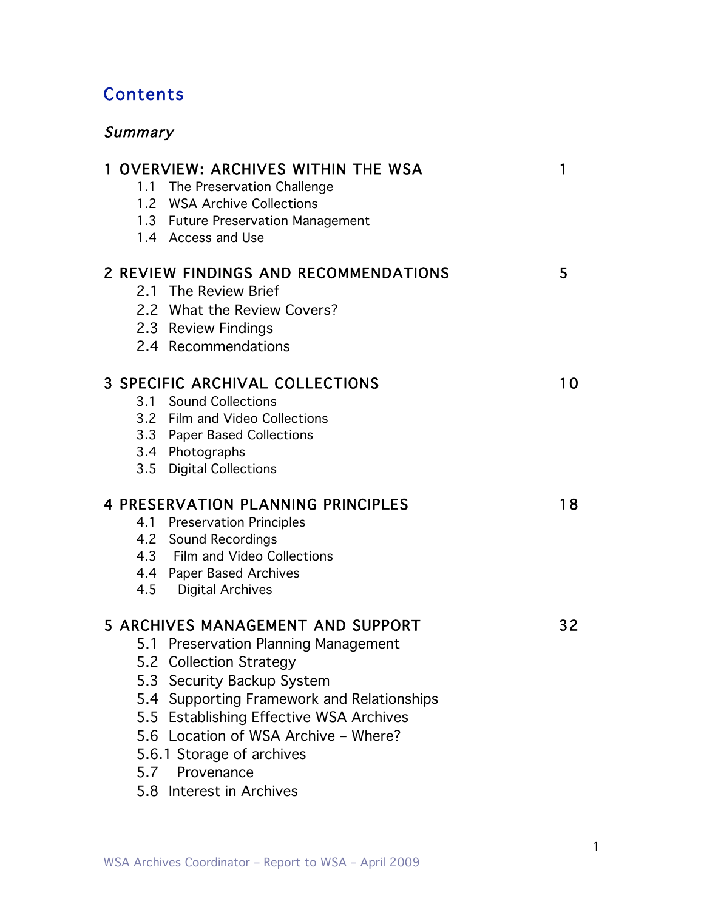# Contents

*Summary*

| | |
|---|---|
| **1 OVERVIEW: ARCHIVES WITHIN THE WSA** | **1** |
| 1.1 The Preservation Challenge | |
| 1.2 WSA Archive Collections | |
| 1.3 Future Preservation Management | |
| 1.4 Access and Use | |
| **2 REVIEW FINDINGS AND RECOMMENDATIONS** | **5** |
| 2.1 The Review Brief | |
| 2.2 What the Review Covers? | |
| 2.3 Review Findings | |
| 2.4 Recommendations | |
| **3 SPECIFIC ARCHIVAL COLLECTIONS** | **10** |
| 3.1 Sound Collections | |
| 3.2 Film and Video Collections | |
| 3.3 Paper Based Collections | |
| 3.4 Photographs | |
| 3.5 Digital Collections | |
| **4 PRESERVATION PLANNING PRINCIPLES** | **18** |
| 4.1 Preservation Principles | |
| 4.2 Sound Recordings | |
| 4.3 Film and Video Collections | |
| 4.4 Paper Based Archives | |
| 4.5 Digital Archives | |
| **5 ARCHIVES MANAGEMENT AND SUPPORT** | **32** |
| 5.1 Preservation Planning Management | |
| 5.2 Collection Strategy | |
| 5.3 Security Backup System | |
| 5.4 Supporting Framework and Relationships | |
| 5.5 Establishing Effective WSA Archives | |
| 5.6 Location of WSA Archive – Where? | |
| 5.6.1 Storage of archives | |
| 5.7 Provenance | |
| 5.8 Interest in Archives | |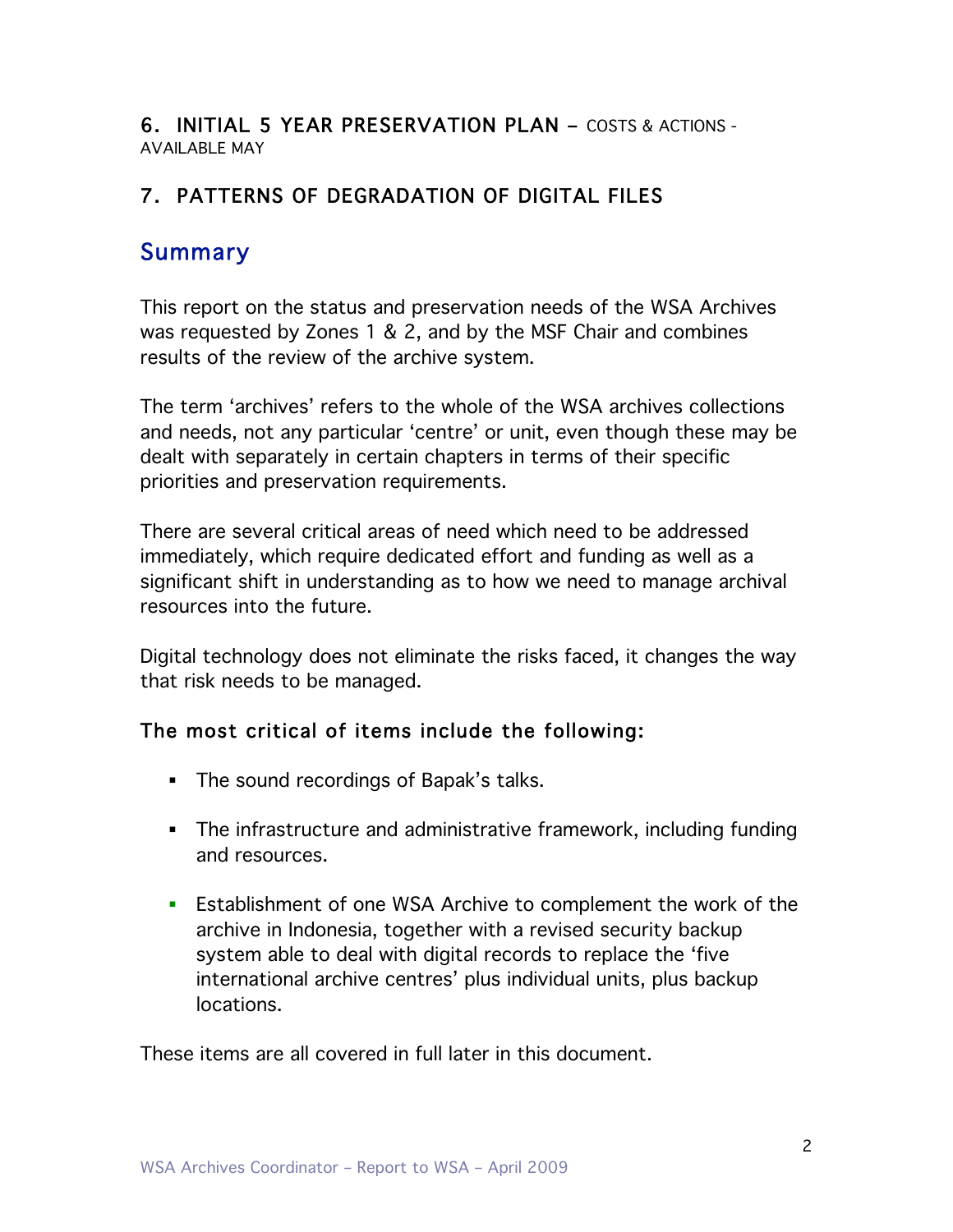## 6. INITIAL 5 YEAR PRESERVATION PLAN – COSTS & ACTIONS - AVAILABLE MAY

## 7. PATTERNS OF DEGRADATION OF DIGITAL FILES

# Summary

This report on the status and preservation needs of the WSA Archives was requested by Zones 1 & 2, and by the MSF Chair and combines results of the review of the archive system.

The term 'archives' refers to the whole of the WSA archives collections and needs, not any particular 'centre' or unit, even though these may be dealt with separately in certain chapters in terms of their specific priorities and preservation requirements.

There are several critical areas of need which need to be addressed immediately, which require dedicated effort and funding as well as a significant shift in understanding as to how we need to manage archival resources into the future.

Digital technology does not eliminate the risks faced, it changes the way that risk needs to be managed.

### The most critical of items include the following:

- The sound recordings of Bapak's talks.
- The infrastructure and administrative framework, including funding and resources.
- Establishment of one WSA Archive to complement the work of the archive in Indonesia, together with a revised security backup system able to deal with digital records to replace the 'five international archive centres' plus individual units, plus backup locations.

These items are all covered in full later in this document.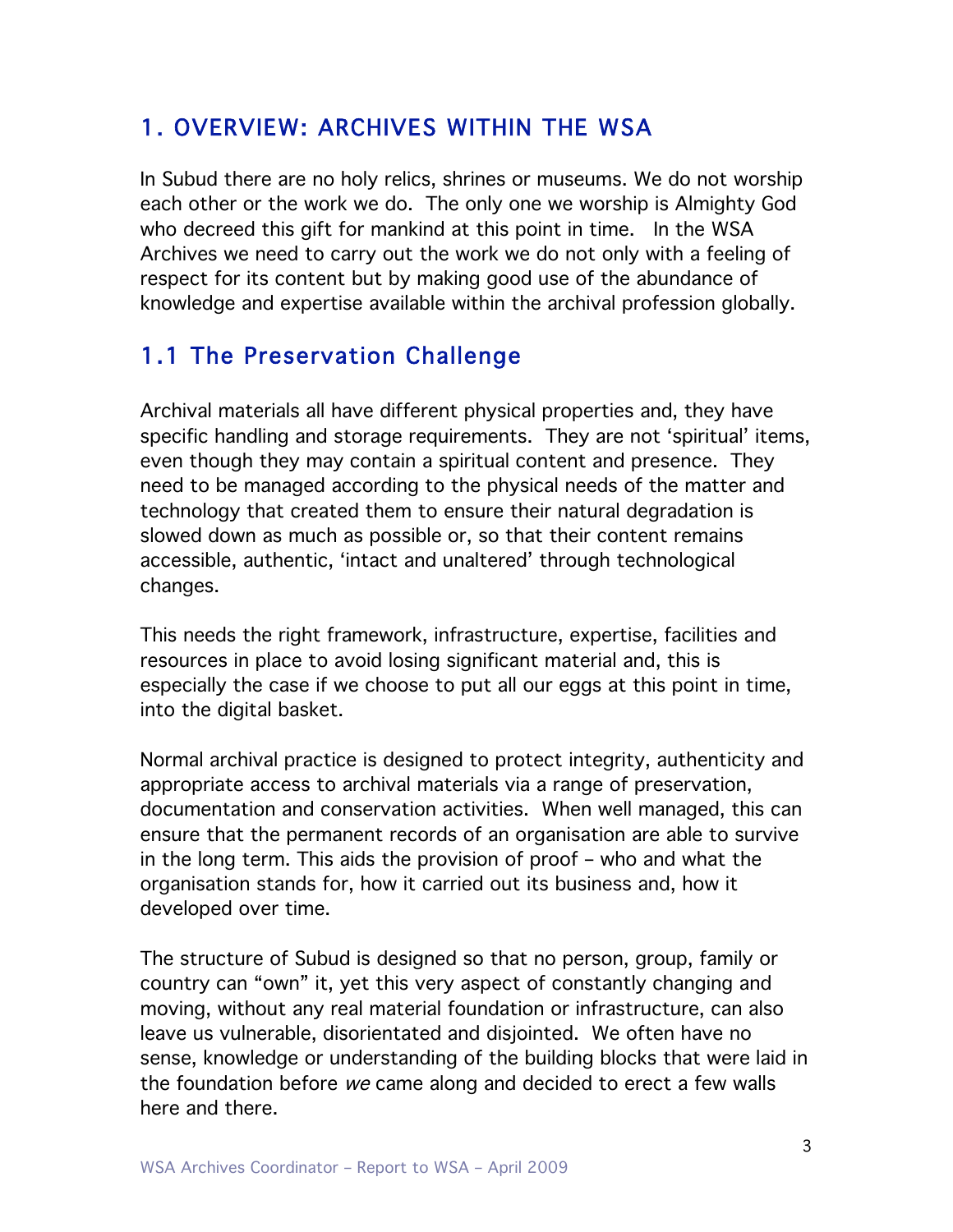## 1. OVERVIEW: ARCHIVES WITHIN THE WSA

In Subud there are no holy relics, shrines or museums. We do not worship each other or the work we do. The only one we worship is Almighty God who decreed this gift for mankind at this point in time. In the WSA Archives we need to carry out the work we do not only with a feeling of respect for its content but by making good use of the abundance of knowledge and expertise available within the archival profession globally.

## 1.1 The Preservation Challenge

Archival materials all have different physical properties and, they have specific handling and storage requirements. They are not 'spiritual' items, even though they may contain a spiritual content and presence. They need to be managed according to the physical needs of the matter and technology that created them to ensure their natural degradation is slowed down as much as possible or, so that their content remains accessible, authentic, 'intact and unaltered' through technological changes.

This needs the right framework, infrastructure, expertise, facilities and resources in place to avoid losing significant material and, this is especially the case if we choose to put all our eggs at this point in time, into the digital basket.

Normal archival practice is designed to protect integrity, authenticity and appropriate access to archival materials via a range of preservation, documentation and conservation activities. When well managed, this can ensure that the permanent records of an organisation are able to survive in the long term. This aids the provision of proof – who and what the organisation stands for, how it carried out its business and, how it developed over time.

The structure of Subud is designed so that no person, group, family or country can "own" it, yet this very aspect of constantly changing and moving, without any real material foundation or infrastructure, can also leave us vulnerable, disorientated and disjointed. We often have no sense, knowledge or understanding of the building blocks that were laid in the foundation before *we* came along and decided to erect a few walls here and there.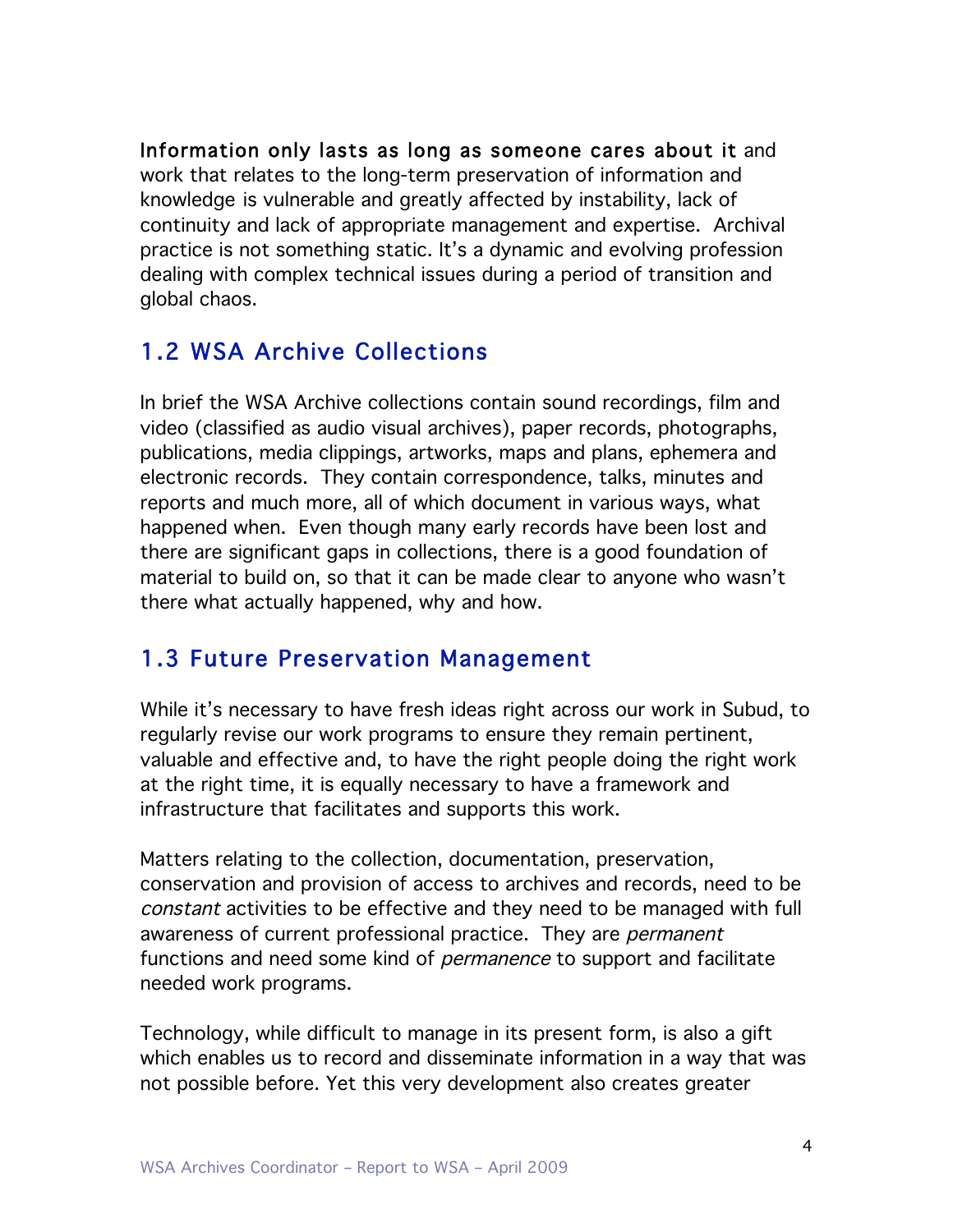**Information only lasts as long as someone cares about it** and work that relates to the long-term preservation of information and knowledge is vulnerable and greatly affected by instability, lack of continuity and lack of appropriate management and expertise. Archival practice is not something static. It's a dynamic and evolving profession dealing with complex technical issues during a period of transition and global chaos.

## 1.2 WSA Archive Collections

In brief the WSA Archive collections contain sound recordings, film and video (classified as audio visual archives), paper records, photographs, publications, media clippings, artworks, maps and plans, ephemera and electronic records. They contain correspondence, talks, minutes and reports and much more, all of which document in various ways, what happened when. Even though many early records have been lost and there are significant gaps in collections, there is a good foundation of material to build on, so that it can be made clear to anyone who wasn't there what actually happened, why and how.

## 1.3 Future Preservation Management

While it's necessary to have fresh ideas right across our work in Subud, to regularly revise our work programs to ensure they remain pertinent, valuable and effective and, to have the right people doing the right work at the right time, it is equally necessary to have a framework and infrastructure that facilitates and supports this work.

Matters relating to the collection, documentation, preservation, conservation and provision of access to archives and records, need to be *constant* activities to be effective and they need to be managed with full awareness of current professional practice. They are *permanent* functions and need some kind of *permanence* to support and facilitate needed work programs.

Technology, while difficult to manage in its present form, is also a gift which enables us to record and disseminate information in a way that was not possible before. Yet this very development also creates greater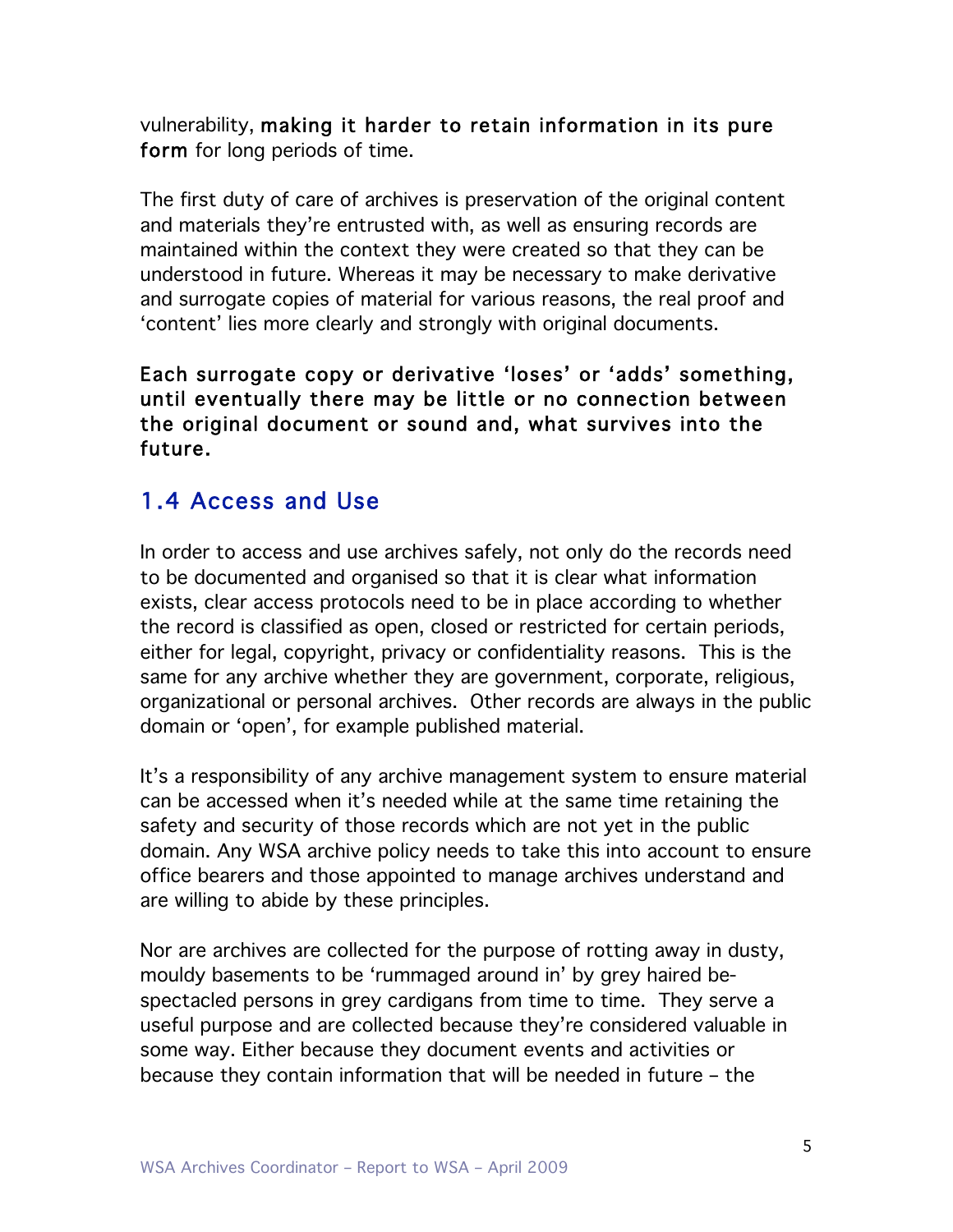vulnerability, **making it harder to retain information in its pure form** for long periods of time.

The first duty of care of archives is preservation of the original content and materials they're entrusted with, as well as ensuring records are maintained within the context they were created so that they can be understood in future. Whereas it may be necessary to make derivative and surrogate copies of material for various reasons, the real proof and 'content' lies more clearly and strongly with original documents.

**Each surrogate copy or derivative 'loses' or 'adds' something, until eventually there may be little or no connection between the original document or sound and, what survives into the future.**

## 1.4 Access and Use

In order to access and use archives safely, not only do the records need to be documented and organised so that it is clear what information exists, clear access protocols need to be in place according to whether the record is classified as open, closed or restricted for certain periods, either for legal, copyright, privacy or confidentiality reasons. This is the same for any archive whether they are government, corporate, religious, organizational or personal archives. Other records are always in the public domain or 'open', for example published material.

It's a responsibility of any archive management system to ensure material can be accessed when it's needed while at the same time retaining the safety and security of those records which are not yet in the public domain. Any WSA archive policy needs to take this into account to ensure office bearers and those appointed to manage archives understand and are willing to abide by these principles.

Nor are archives are collected for the purpose of rotting away in dusty, mouldy basements to be 'rummaged around in' by grey haired be-spectacled persons in grey cardigans from time to time. They serve a useful purpose and are collected because they're considered valuable in some way. Either because they document events and activities or because they contain information that will be needed in future – the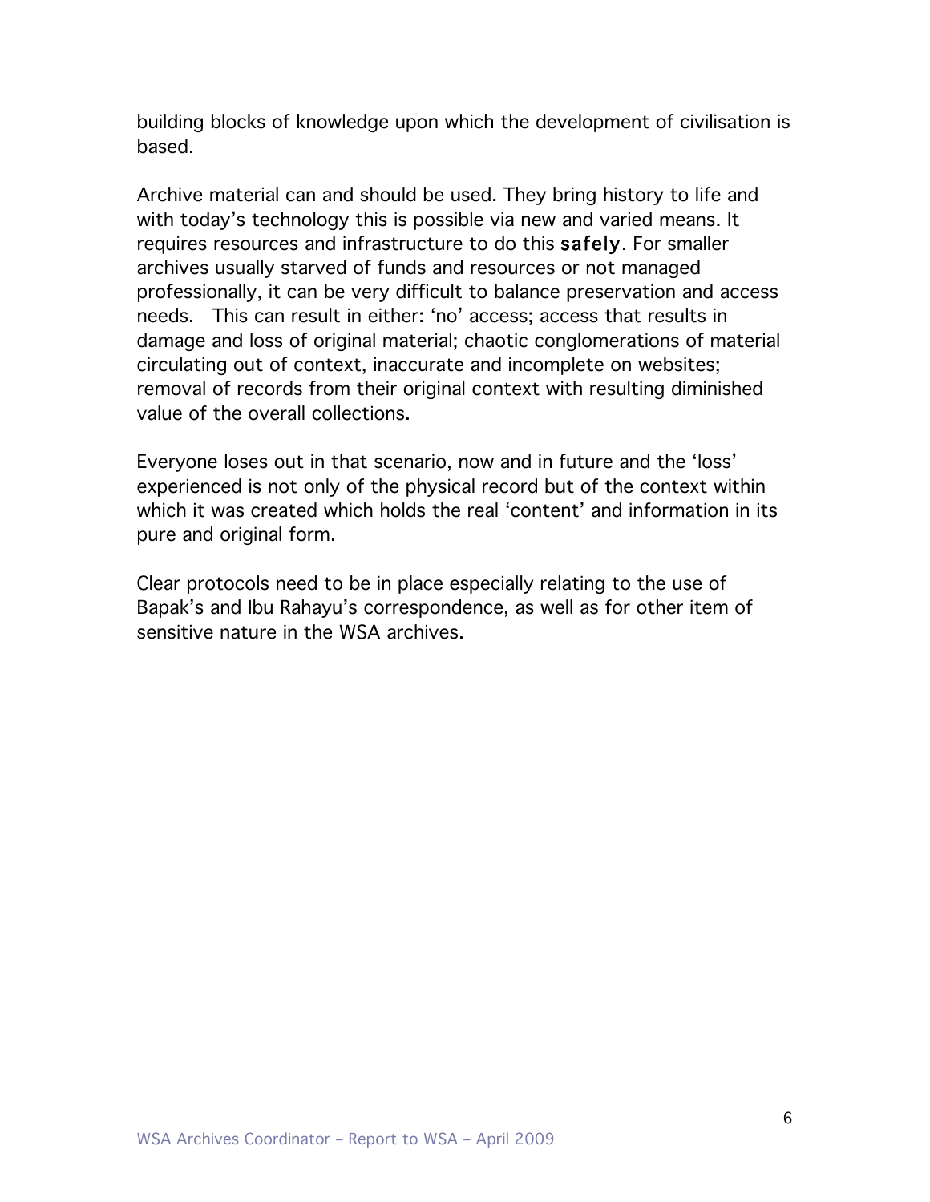building blocks of knowledge upon which the development of civilisation is based.

Archive material can and should be used. They bring history to life and with today's technology this is possible via new and varied means. It requires resources and infrastructure to do this **safely**. For smaller archives usually starved of funds and resources or not managed professionally, it can be very difficult to balance preservation and access needs.   This can result in either: 'no' access; access that results in damage and loss of original material; chaotic conglomerations of material circulating out of context, inaccurate and incomplete on websites; removal of records from their original context with resulting diminished value of the overall collections.

Everyone loses out in that scenario, now and in future and the 'loss' experienced is not only of the physical record but of the context within which it was created which holds the real 'content' and information in its pure and original form.

Clear protocols need to be in place especially relating to the use of Bapak's and Ibu Rahayu's correspondence, as well as for other item of sensitive nature in the WSA archives.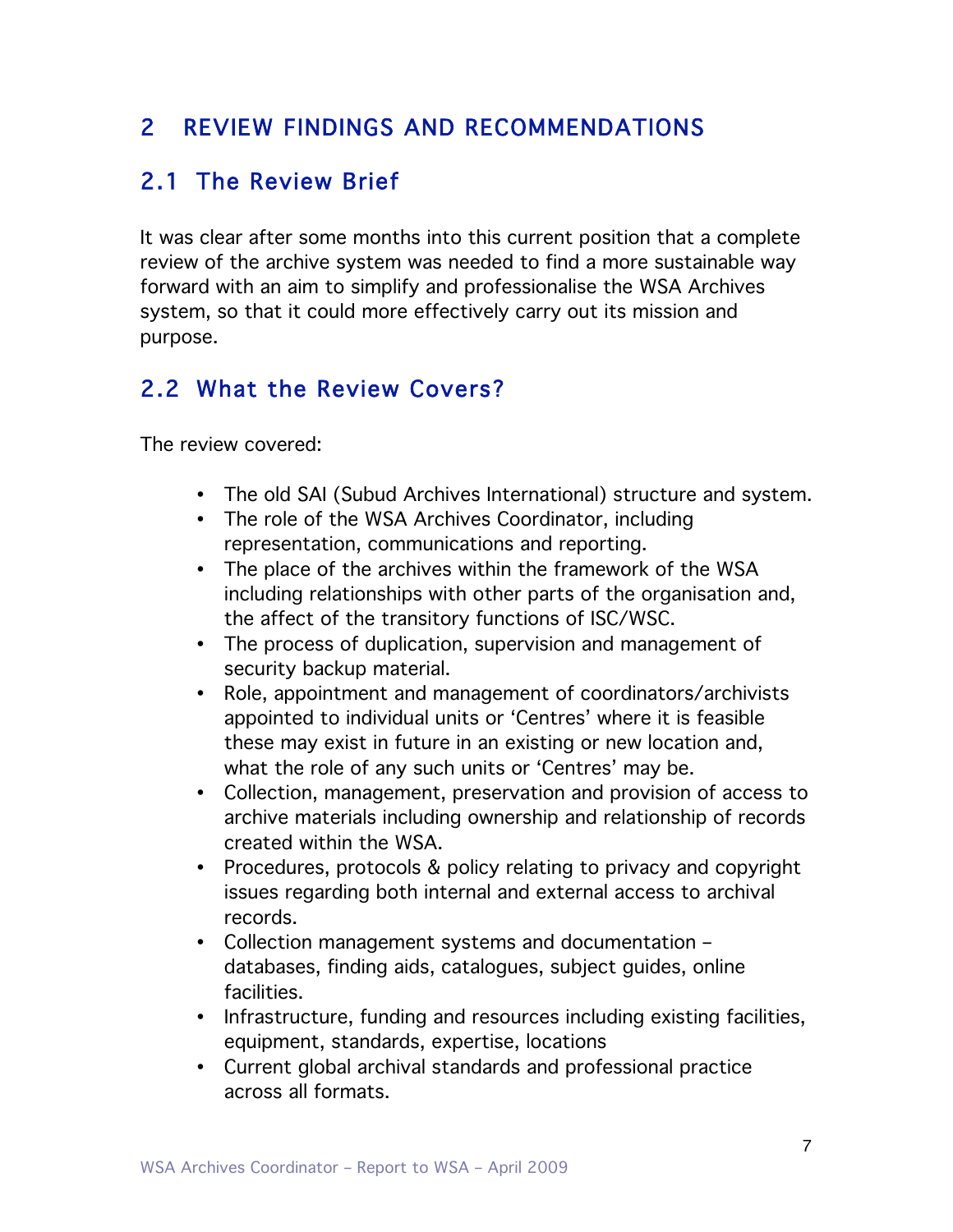# 2 REVIEW FINDINGS AND RECOMMENDATIONS

## 2.1 The Review Brief

It was clear after some months into this current position that a complete review of the archive system was needed to find a more sustainable way forward with an aim to simplify and professionalise the WSA Archives system, so that it could more effectively carry out its mission and purpose.

## 2.2 What the Review Covers?

The review covered:

- The old SAI (Subud Archives International) structure and system.
- The role of the WSA Archives Coordinator, including representation, communications and reporting.
- The place of the archives within the framework of the WSA including relationships with other parts of the organisation and, the affect of the transitory functions of ISC/WSC.
- The process of duplication, supervision and management of security backup material.
- Role, appointment and management of coordinators/archivists appointed to individual units or 'Centres' where it is feasible these may exist in future in an existing or new location and, what the role of any such units or 'Centres' may be.
- Collection, management, preservation and provision of access to archive materials including ownership and relationship of records created within the WSA.
- Procedures, protocols & policy relating to privacy and copyright issues regarding both internal and external access to archival records.
- Collection management systems and documentation – databases, finding aids, catalogues, subject guides, online facilities.
- Infrastructure, funding and resources including existing facilities, equipment, standards, expertise, locations
- Current global archival standards and professional practice across all formats.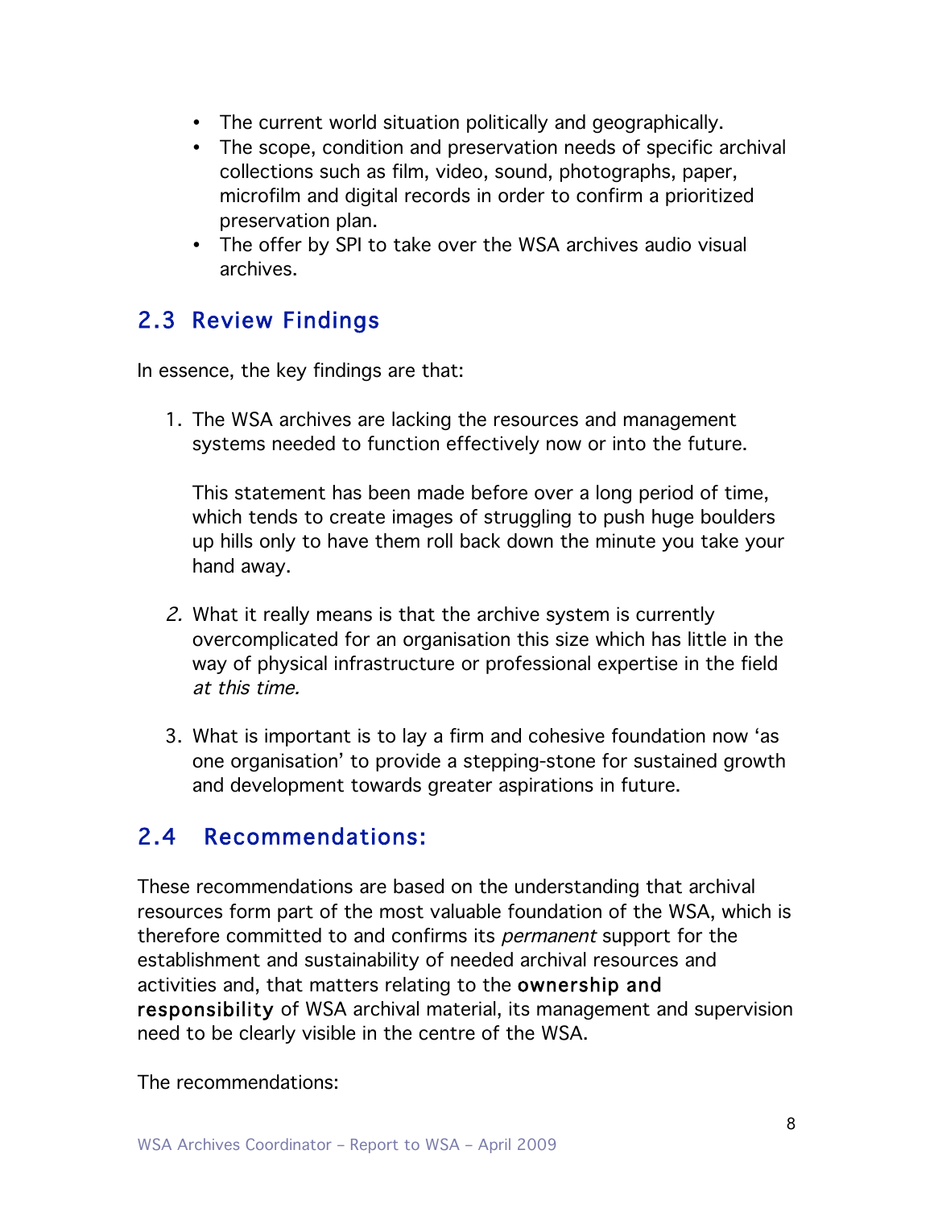- The current world situation politically and geographically.
- The scope, condition and preservation needs of specific archival collections such as film, video, sound, photographs, paper, microfilm and digital records in order to confirm a prioritized preservation plan.
- The offer by SPI to take over the WSA archives audio visual archives.

## 2.3 Review Findings

In essence, the key findings are that:

1. The WSA archives are lacking the resources and management systems needed to function effectively now or into the future.

   This statement has been made before over a long period of time, which tends to create images of struggling to push huge boulders up hills only to have them roll back down the minute you take your hand away.

2. What it really means is that the archive system is currently overcomplicated for an organisation this size which has little in the way of physical infrastructure or professional expertise in the field *at this time.*

3. What is important is to lay a firm and cohesive foundation now 'as one organisation' to provide a stepping-stone for sustained growth and development towards greater aspirations in future.

## 2.4 Recommendations:

These recommendations are based on the understanding that archival resources form part of the most valuable foundation of the WSA, which is therefore committed to and confirms its *permanent* support for the establishment and sustainability of needed archival resources and activities and, that matters relating to the **ownership and responsibility** of WSA archival material, its management and supervision need to be clearly visible in the centre of the WSA.

The recommendations: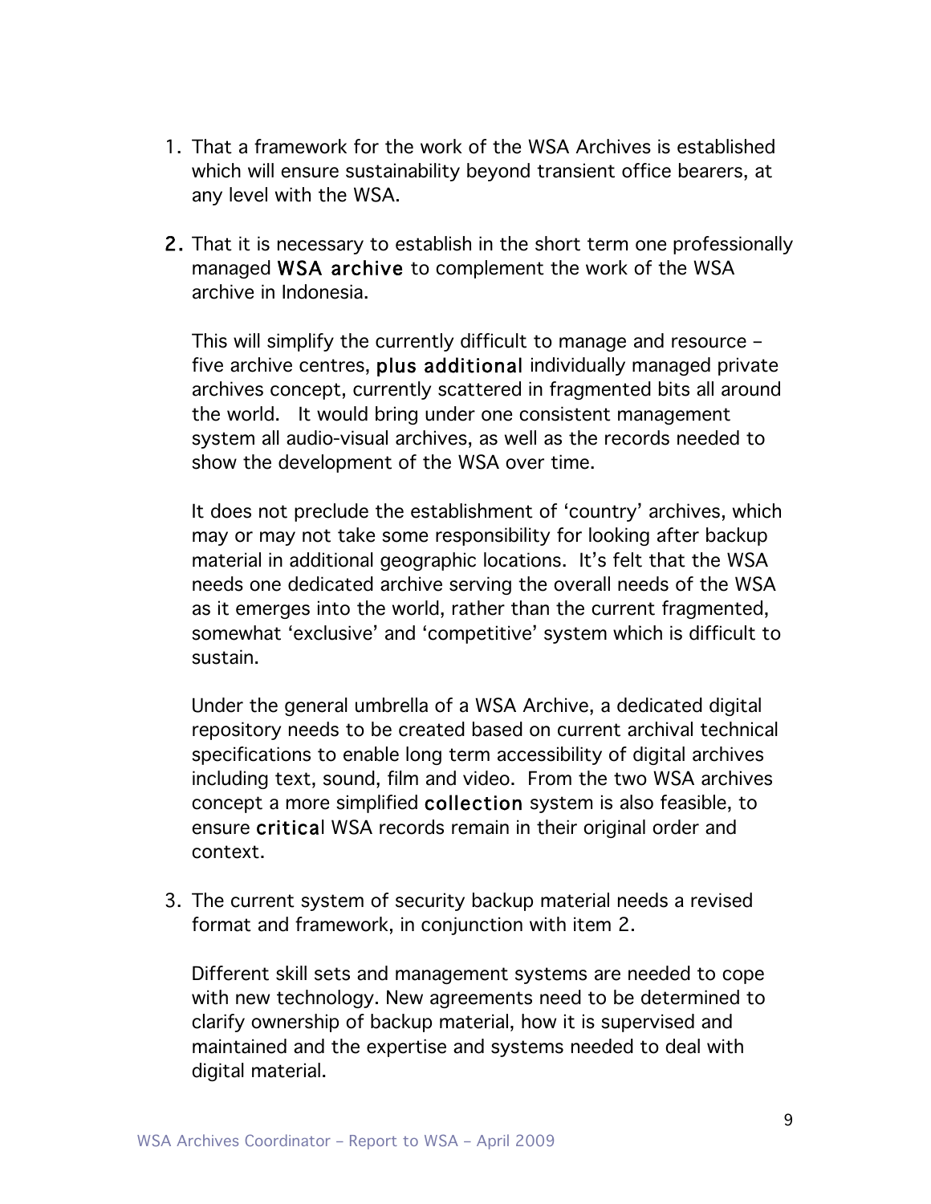1. That a framework for the work of the WSA Archives is established which will ensure sustainability beyond transient office bearers, at any level with the WSA.

2. That it is necessary to establish in the short term one professionally managed WSA archive to complement the work of the WSA archive in Indonesia.

   This will simplify the currently difficult to manage and resource – five archive centres, plus additional individually managed private archives concept, currently scattered in fragmented bits all around the world. It would bring under one consistent management system all audio-visual archives, as well as the records needed to show the development of the WSA over time.

   It does not preclude the establishment of 'country' archives, which may or may not take some responsibility for looking after backup material in additional geographic locations. It's felt that the WSA needs one dedicated archive serving the overall needs of the WSA as it emerges into the world, rather than the current fragmented, somewhat 'exclusive' and 'competitive' system which is difficult to sustain.

   Under the general umbrella of a WSA Archive, a dedicated digital repository needs to be created based on current archival technical specifications to enable long term accessibility of digital archives including text, sound, film and video. From the two WSA archives concept a more simplified collection system is also feasible, to ensure critical WSA records remain in their original order and context.

3. The current system of security backup material needs a revised format and framework, in conjunction with item 2.

   Different skill sets and management systems are needed to cope with new technology. New agreements need to be determined to clarify ownership of backup material, how it is supervised and maintained and the expertise and systems needed to deal with digital material.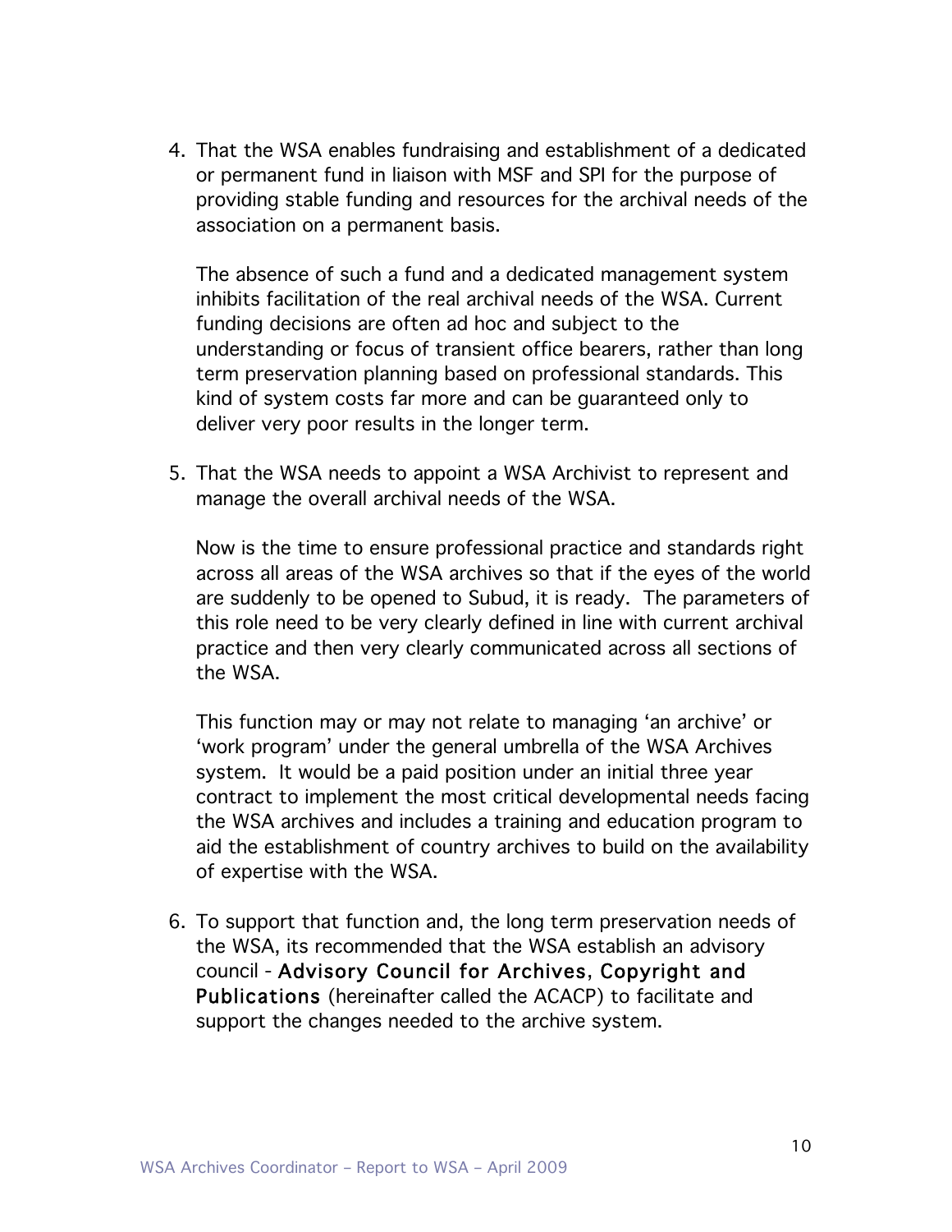4. That the WSA enables fundraising and establishment of a dedicated or permanent fund in liaison with MSF and SPI for the purpose of providing stable funding and resources for the archival needs of the association on a permanent basis.

   The absence of such a fund and a dedicated management system inhibits facilitation of the real archival needs of the WSA. Current funding decisions are often ad hoc and subject to the understanding or focus of transient office bearers, rather than long term preservation planning based on professional standards. This kind of system costs far more and can be guaranteed only to deliver very poor results in the longer term.

5. That the WSA needs to appoint a WSA Archivist to represent and manage the overall archival needs of the WSA.

   Now is the time to ensure professional practice and standards right across all areas of the WSA archives so that if the eyes of the world are suddenly to be opened to Subud, it is ready. The parameters of this role need to be very clearly defined in line with current archival practice and then very clearly communicated across all sections of the WSA.

   This function may or may not relate to managing 'an archive' or 'work program' under the general umbrella of the WSA Archives system. It would be a paid position under an initial three year contract to implement the most critical developmental needs facing the WSA archives and includes a training and education program to aid the establishment of country archives to build on the availability of expertise with the WSA.

6. To support that function and, the long term preservation needs of the WSA, its recommended that the WSA establish an advisory council - **Advisory Council for Archives, Copyright and Publications** (hereinafter called the ACACP) to facilitate and support the changes needed to the archive system.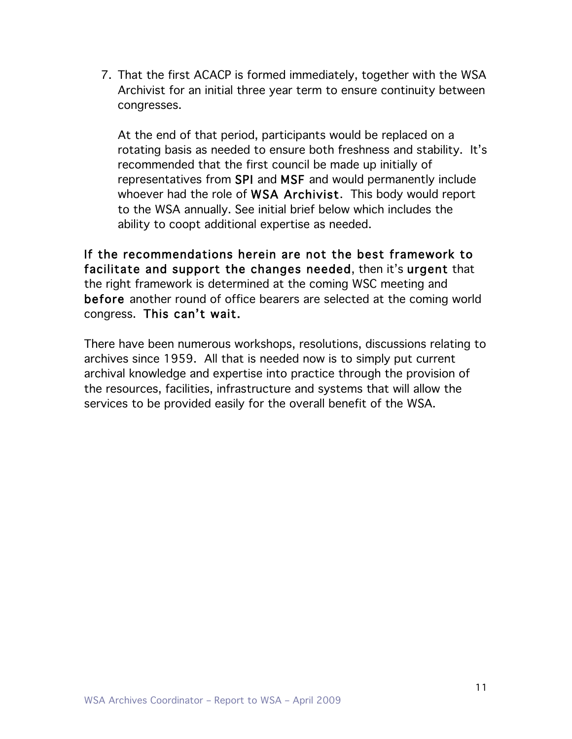7. That the first ACACP is formed immediately, together with the WSA Archivist for an initial three year term to ensure continuity between congresses.

   At the end of that period, participants would be replaced on a rotating basis as needed to ensure both freshness and stability. It's recommended that the first council be made up initially of representatives from **SPI** and **MSF** and would permanently include whoever had the role of **WSA Archivist**. This body would report to the WSA annually. See initial brief below which includes the ability to coopt additional expertise as needed.

**If the recommendations herein are not the best framework to facilitate and support the changes needed**, then it's **urgent** that the right framework is determined at the coming WSC meeting and **before** another round of office bearers are selected at the coming world congress. **This can't wait.**

There have been numerous workshops, resolutions, discussions relating to archives since 1959. All that is needed now is to simply put current archival knowledge and expertise into practice through the provision of the resources, facilities, infrastructure and systems that will allow the services to be provided easily for the overall benefit of the WSA.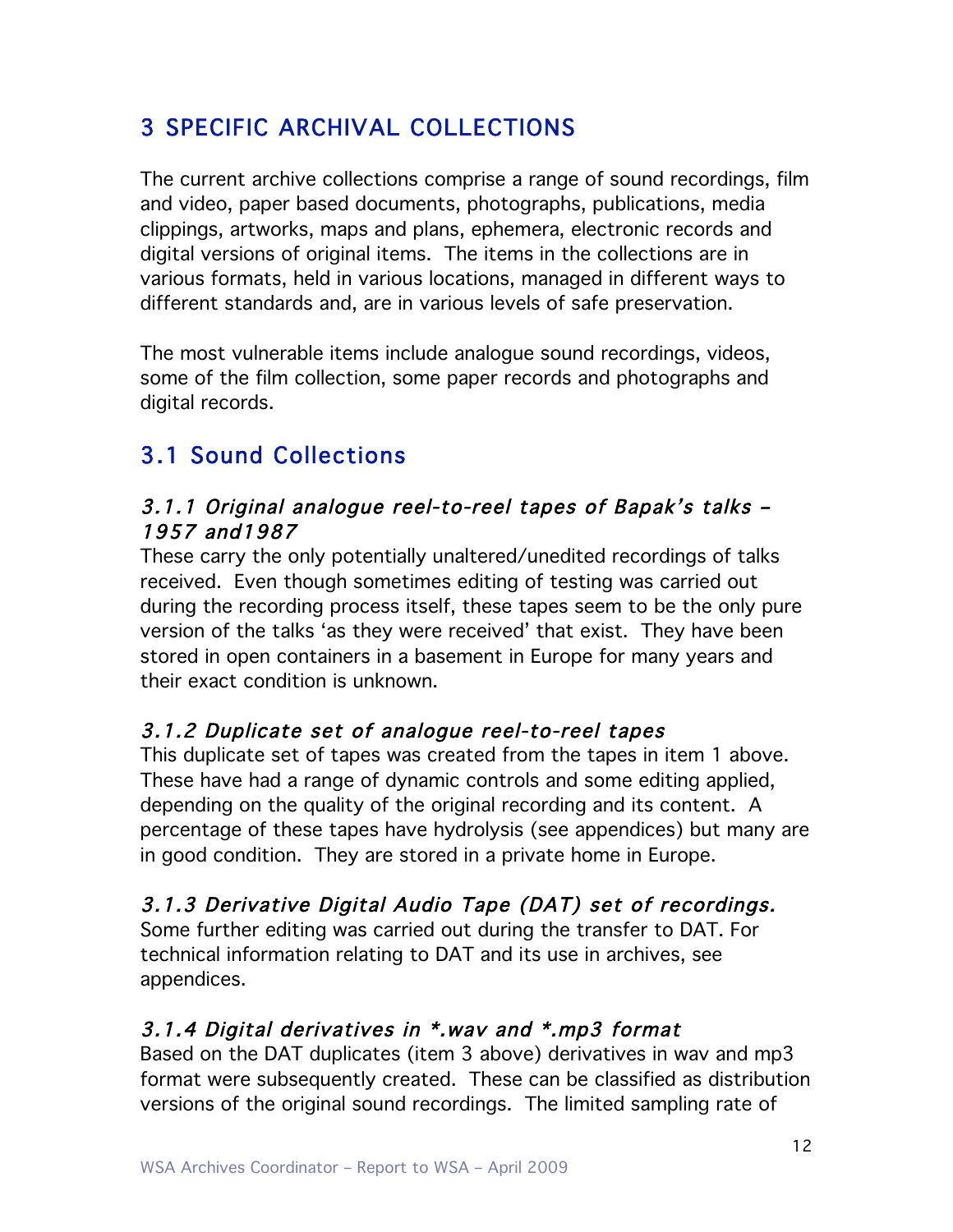# 3 SPECIFIC ARCHIVAL COLLECTIONS

The current archive collections comprise a range of sound recordings, film and video, paper based documents, photographs, publications, media clippings, artworks, maps and plans, ephemera, electronic records and digital versions of original items. The items in the collections are in various formats, held in various locations, managed in different ways to different standards and, are in various levels of safe preservation.

The most vulnerable items include analogue sound recordings, videos, some of the film collection, some paper records and photographs and digital records.

## 3.1 Sound Collections

### *3.1.1 Original analogue reel-to-reel tapes of Bapak's talks – 1957 and1987*

These carry the only potentially unaltered/unedited recordings of talks received. Even though sometimes editing of testing was carried out during the recording process itself, these tapes seem to be the only pure version of the talks 'as they were received' that exist. They have been stored in open containers in a basement in Europe for many years and their exact condition is unknown.

### *3.1.2 Duplicate set of analogue reel-to-reel tapes*

This duplicate set of tapes was created from the tapes in item 1 above. These have had a range of dynamic controls and some editing applied, depending on the quality of the original recording and its content. A percentage of these tapes have hydrolysis (see appendices) but many are in good condition. They are stored in a private home in Europe.

### *3.1.3 Derivative Digital Audio Tape (DAT) set of recordings.*

Some further editing was carried out during the transfer to DAT. For technical information relating to DAT and its use in archives, see appendices.

### *3.1.4 Digital derivatives in *.wav and *.mp3 format*

Based on the DAT duplicates (item 3 above) derivatives in wav and mp3 format were subsequently created. These can be classified as distribution versions of the original sound recordings. The limited sampling rate of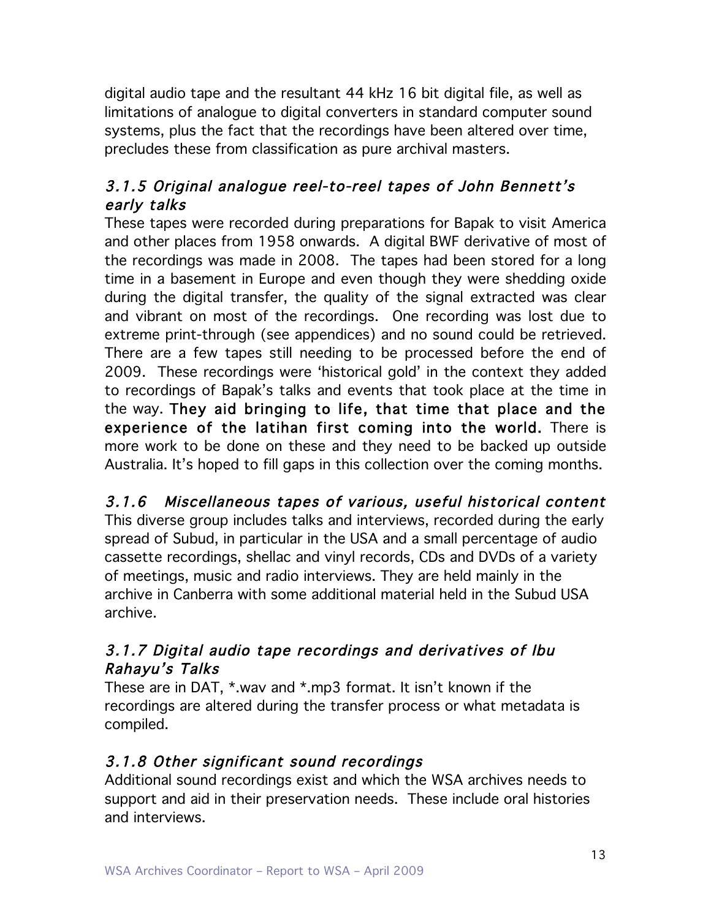digital audio tape and the resultant 44 kHz 16 bit digital file, as well as limitations of analogue to digital converters in standard computer sound systems, plus the fact that the recordings have been altered over time, precludes these from classification as pure archival masters.

### *3.1.5 Original analogue reel-to-reel tapes of John Bennett's early talks*

These tapes were recorded during preparations for Bapak to visit America and other places from 1958 onwards. A digital BWF derivative of most of the recordings was made in 2008. The tapes had been stored for a long time in a basement in Europe and even though they were shedding oxide during the digital transfer, the quality of the signal extracted was clear and vibrant on most of the recordings. One recording was lost due to extreme print-through (see appendices) and no sound could be retrieved. There are a few tapes still needing to be processed before the end of 2009. These recordings were 'historical gold' in the context they added to recordings of Bapak's talks and events that took place at the time in the way. **They aid bringing to life, that time that place and the experience of the latihan first coming into the world.** There is more work to be done on these and they need to be backed up outside Australia. It's hoped to fill gaps in this collection over the coming months.

### *3.1.6 Miscellaneous tapes of various, useful historical content*

This diverse group includes talks and interviews, recorded during the early spread of Subud, in particular in the USA and a small percentage of audio cassette recordings, shellac and vinyl records, CDs and DVDs of a variety of meetings, music and radio interviews. They are held mainly in the archive in Canberra with some additional material held in the Subud USA archive.

### *3.1.7 Digital audio tape recordings and derivatives of Ibu Rahayu's Talks*

These are in DAT, *.wav and *.mp3 format. It isn't known if the recordings are altered during the transfer process or what metadata is compiled.

### *3.1.8 Other significant sound recordings*

Additional sound recordings exist and which the WSA archives needs to support and aid in their preservation needs. These include oral histories and interviews.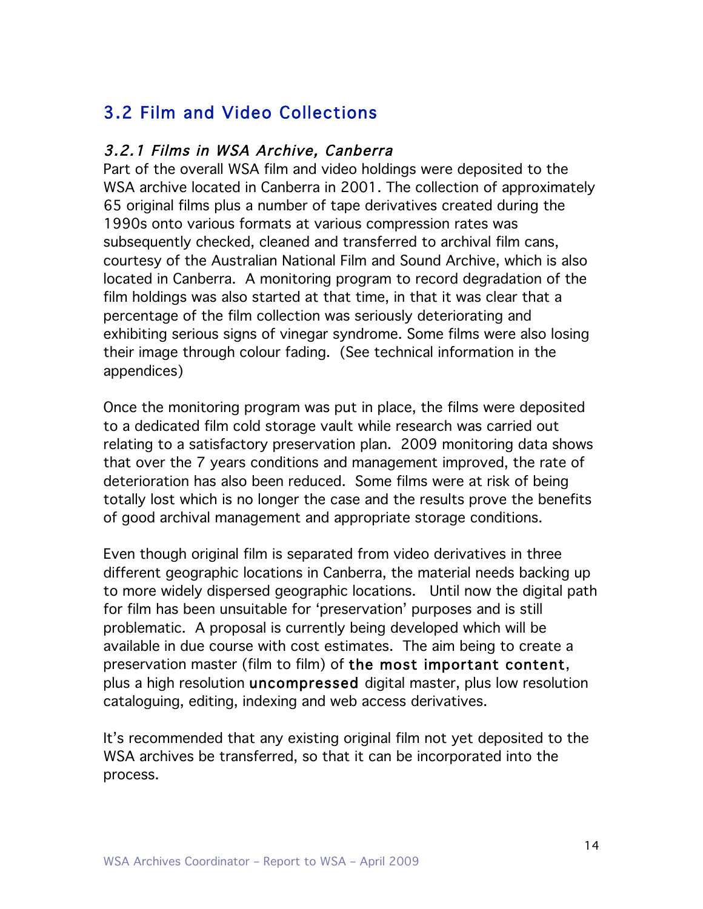## 3.2 Film and Video Collections

### *3.2.1 Films in WSA Archive, Canberra*

Part of the overall WSA film and video holdings were deposited to the WSA archive located in Canberra in 2001. The collection of approximately 65 original films plus a number of tape derivatives created during the 1990s onto various formats at various compression rates was subsequently checked, cleaned and transferred to archival film cans, courtesy of the Australian National Film and Sound Archive, which is also located in Canberra. A monitoring program to record degradation of the film holdings was also started at that time, in that it was clear that a percentage of the film collection was seriously deteriorating and exhibiting serious signs of vinegar syndrome. Some films were also losing their image through colour fading. (See technical information in the appendices)

Once the monitoring program was put in place, the films were deposited to a dedicated film cold storage vault while research was carried out relating to a satisfactory preservation plan. 2009 monitoring data shows that over the 7 years conditions and management improved, the rate of deterioration has also been reduced. Some films were at risk of being totally lost which is no longer the case and the results prove the benefits of good archival management and appropriate storage conditions.

Even though original film is separated from video derivatives in three different geographic locations in Canberra, the material needs backing up to more widely dispersed geographic locations. Until now the digital path for film has been unsuitable for 'preservation' purposes and is still problematic. A proposal is currently being developed which will be available in due course with cost estimates. The aim being to create a preservation master (film to film) of **the most important content**, plus a high resolution **uncompressed** digital master, plus low resolution cataloguing, editing, indexing and web access derivatives.

It's recommended that any existing original film not yet deposited to the WSA archives be transferred, so that it can be incorporated into the process.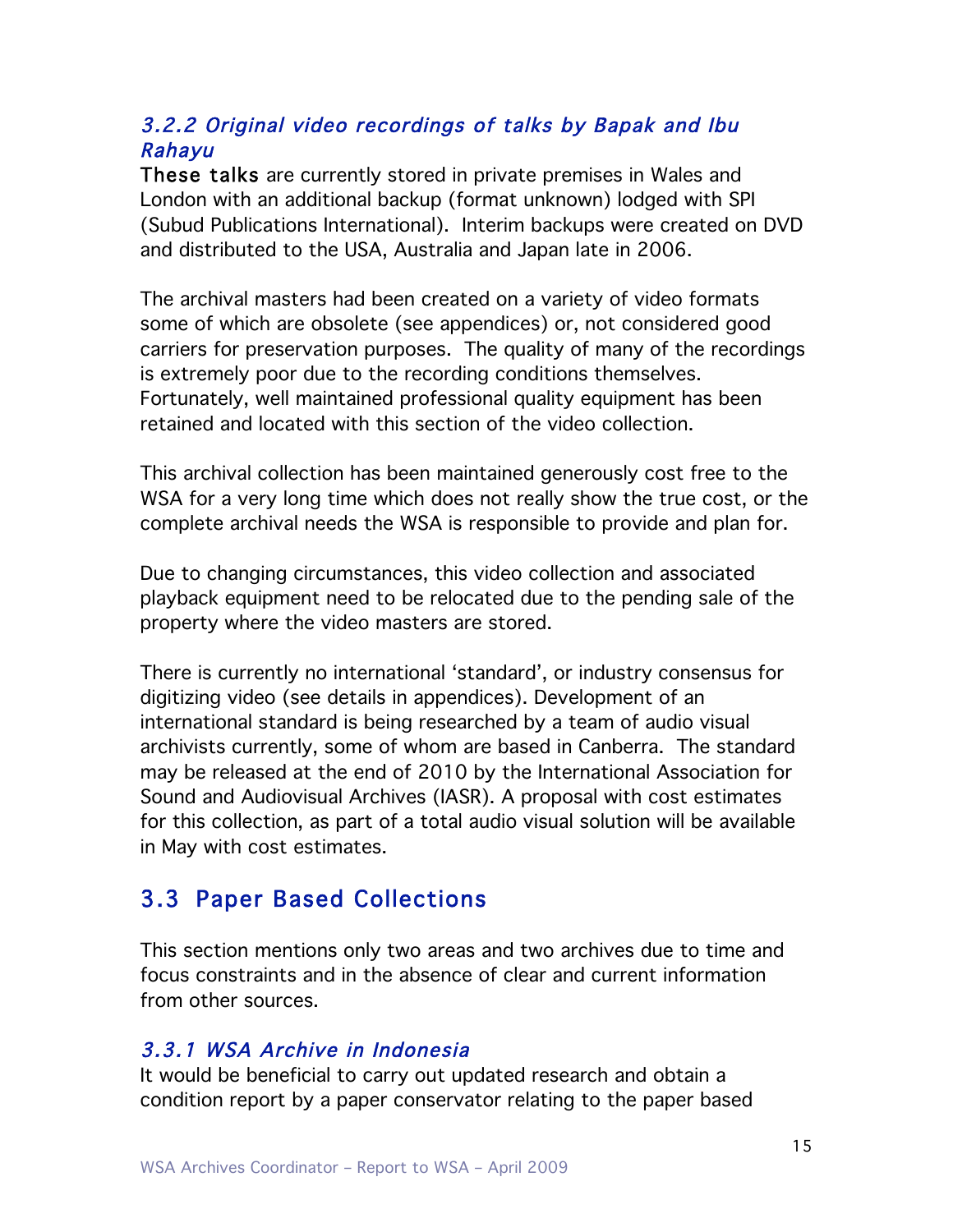### *3.2.2 Original video recordings of talks by Bapak and Ibu Rahayu*

These talks are currently stored in private premises in Wales and London with an additional backup (format unknown) lodged with SPI (Subud Publications International). Interim backups were created on DVD and distributed to the USA, Australia and Japan late in 2006.

The archival masters had been created on a variety of video formats some of which are obsolete (see appendices) or, not considered good carriers for preservation purposes. The quality of many of the recordings is extremely poor due to the recording conditions themselves. Fortunately, well maintained professional quality equipment has been retained and located with this section of the video collection.

This archival collection has been maintained generously cost free to the WSA for a very long time which does not really show the true cost, or the complete archival needs the WSA is responsible to provide and plan for.

Due to changing circumstances, this video collection and associated playback equipment need to be relocated due to the pending sale of the property where the video masters are stored.

There is currently no international 'standard', or industry consensus for digitizing video (see details in appendices). Development of an international standard is being researched by a team of audio visual archivists currently, some of whom are based in Canberra. The standard may be released at the end of 2010 by the International Association for Sound and Audiovisual Archives (IASR). A proposal with cost estimates for this collection, as part of a total audio visual solution will be available in May with cost estimates.

## 3.3 Paper Based Collections

This section mentions only two areas and two archives due to time and focus constraints and in the absence of clear and current information from other sources.

### *3.3.1 WSA Archive in Indonesia*

It would be beneficial to carry out updated research and obtain a condition report by a paper conservator relating to the paper based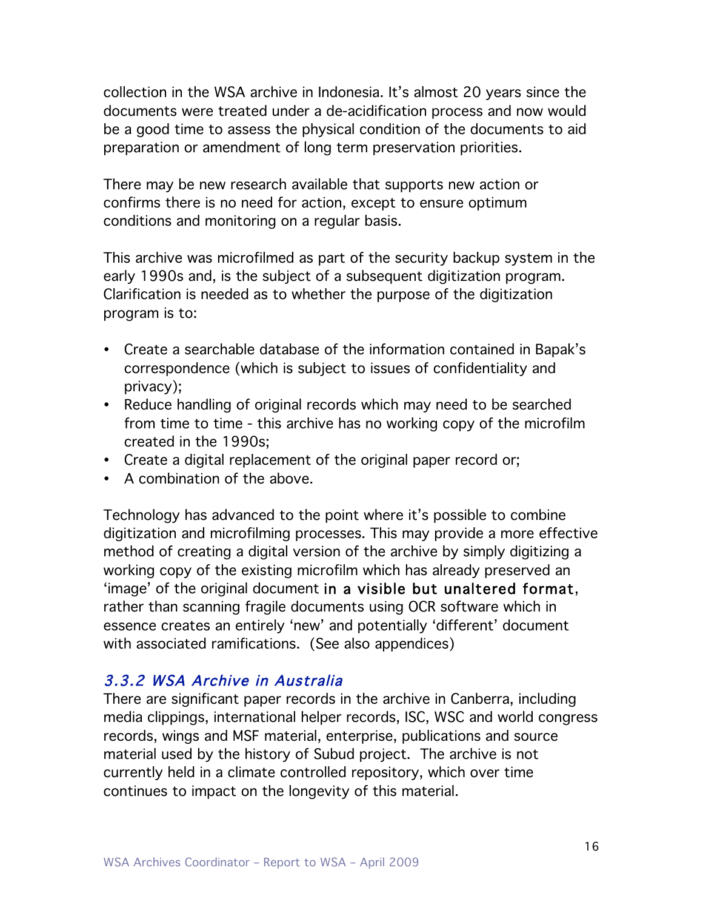collection in the WSA archive in Indonesia. It's almost 20 years since the documents were treated under a de-acidification process and now would be a good time to assess the physical condition of the documents to aid preparation or amendment of long term preservation priorities.

There may be new research available that supports new action or confirms there is no need for action, except to ensure optimum conditions and monitoring on a regular basis.

This archive was microfilmed as part of the security backup system in the early 1990s and, is the subject of a subsequent digitization program. Clarification is needed as to whether the purpose of the digitization program is to:

- Create a searchable database of the information contained in Bapak's correspondence (which is subject to issues of confidentiality and privacy);
- Reduce handling of original records which may need to be searched from time to time - this archive has no working copy of the microfilm created in the 1990s;
- Create a digital replacement of the original paper record or;
- A combination of the above.

Technology has advanced to the point where it's possible to combine digitization and microfilming processes. This may provide a more effective method of creating a digital version of the archive by simply digitizing a working copy of the existing microfilm which has already preserved an 'image' of the original document in a visible but unaltered format, rather than scanning fragile documents using OCR software which in essence creates an entirely 'new' and potentially 'different' document with associated ramifications. (See also appendices)

### *3.3.2 WSA Archive in Australia*

There are significant paper records in the archive in Canberra, including media clippings, international helper records, ISC, WSC and world congress records, wings and MSF material, enterprise, publications and source material used by the history of Subud project. The archive is not currently held in a climate controlled repository, which over time continues to impact on the longevity of this material.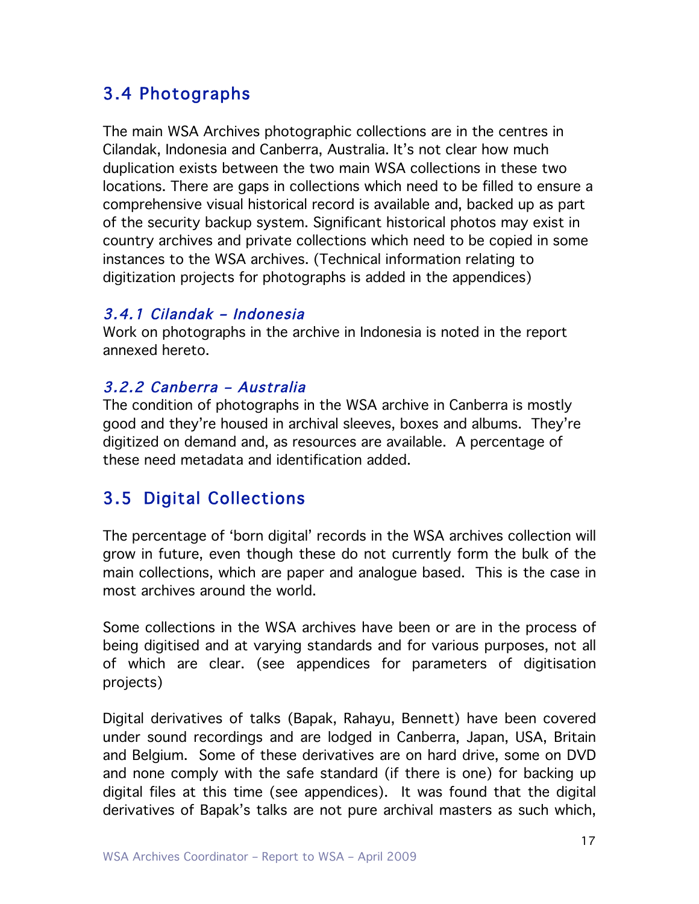## 3.4 Photographs

The main WSA Archives photographic collections are in the centres in Cilandak, Indonesia and Canberra, Australia. It's not clear how much duplication exists between the two main WSA collections in these two locations. There are gaps in collections which need to be filled to ensure a comprehensive visual historical record is available and, backed up as part of the security backup system. Significant historical photos may exist in country archives and private collections which need to be copied in some instances to the WSA archives. (Technical information relating to digitization projects for photographs is added in the appendices)

### *3.4.1 Cilandak – Indonesia*

Work on photographs in the archive in Indonesia is noted in the report annexed hereto.

### *3.2.2 Canberra – Australia*

The condition of photographs in the WSA archive in Canberra is mostly good and they're housed in archival sleeves, boxes and albums. They're digitized on demand and, as resources are available. A percentage of these need metadata and identification added.

## 3.5 Digital Collections

The percentage of 'born digital' records in the WSA archives collection will grow in future, even though these do not currently form the bulk of the main collections, which are paper and analogue based. This is the case in most archives around the world.

Some collections in the WSA archives have been or are in the process of being digitised and at varying standards and for various purposes, not all of which are clear. (see appendices for parameters of digitisation projects)

Digital derivatives of talks (Bapak, Rahayu, Bennett) have been covered under sound recordings and are lodged in Canberra, Japan, USA, Britain and Belgium. Some of these derivatives are on hard drive, some on DVD and none comply with the safe standard (if there is one) for backing up digital files at this time (see appendices). It was found that the digital derivatives of Bapak's talks are not pure archival masters as such which,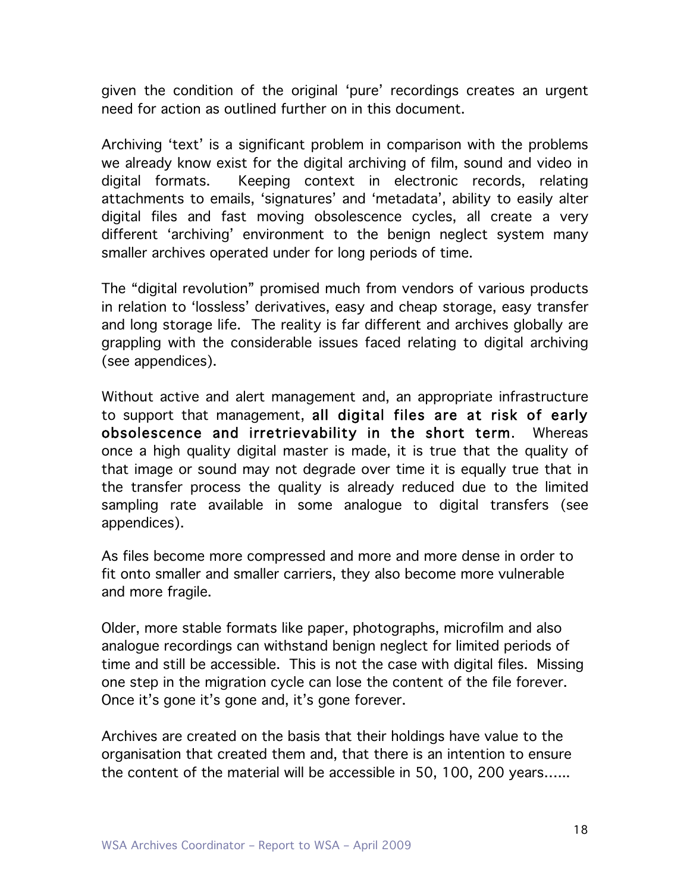given the condition of the original 'pure' recordings creates an urgent need for action as outlined further on in this document.

Archiving 'text' is a significant problem in comparison with the problems we already know exist for the digital archiving of film, sound and video in digital formats. Keeping context in electronic records, relating attachments to emails, 'signatures' and 'metadata', ability to easily alter digital files and fast moving obsolescence cycles, all create a very different 'archiving' environment to the benign neglect system many smaller archives operated under for long periods of time.

The "digital revolution" promised much from vendors of various products in relation to 'lossless' derivatives, easy and cheap storage, easy transfer and long storage life. The reality is far different and archives globally are grappling with the considerable issues faced relating to digital archiving (see appendices).

Without active and alert management and, an appropriate infrastructure to support that management, **all digital files are at risk of early obsolescence and irretrievability in the short term**. Whereas once a high quality digital master is made, it is true that the quality of that image or sound may not degrade over time it is equally true that in the transfer process the quality is already reduced due to the limited sampling rate available in some analogue to digital transfers (see appendices).

As files become more compressed and more and more dense in order to fit onto smaller and smaller carriers, they also become more vulnerable and more fragile.

Older, more stable formats like paper, photographs, microfilm and also analogue recordings can withstand benign neglect for limited periods of time and still be accessible. This is not the case with digital files. Missing one step in the migration cycle can lose the content of the file forever. Once it's gone it's gone and, it's gone forever.

Archives are created on the basis that their holdings have value to the organisation that created them and, that there is an intention to ensure the content of the material will be accessible in 50, 100, 200 years……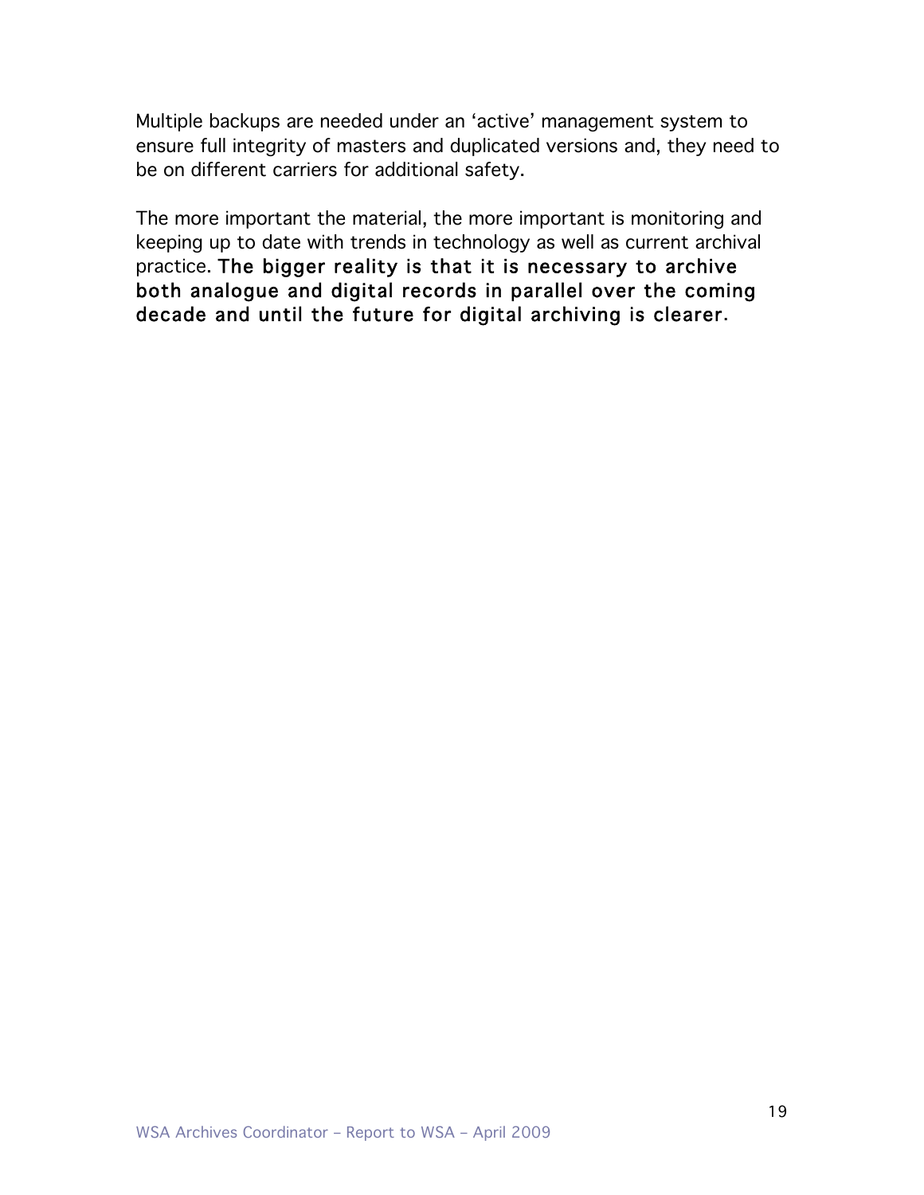Multiple backups are needed under an 'active' management system to ensure full integrity of masters and duplicated versions and, they need to be on different carriers for additional safety.

The more important the material, the more important is monitoring and keeping up to date with trends in technology as well as current archival practice. **The bigger reality is that it is necessary to archive both analogue and digital records in parallel over the coming decade and until the future for digital archiving is clearer**.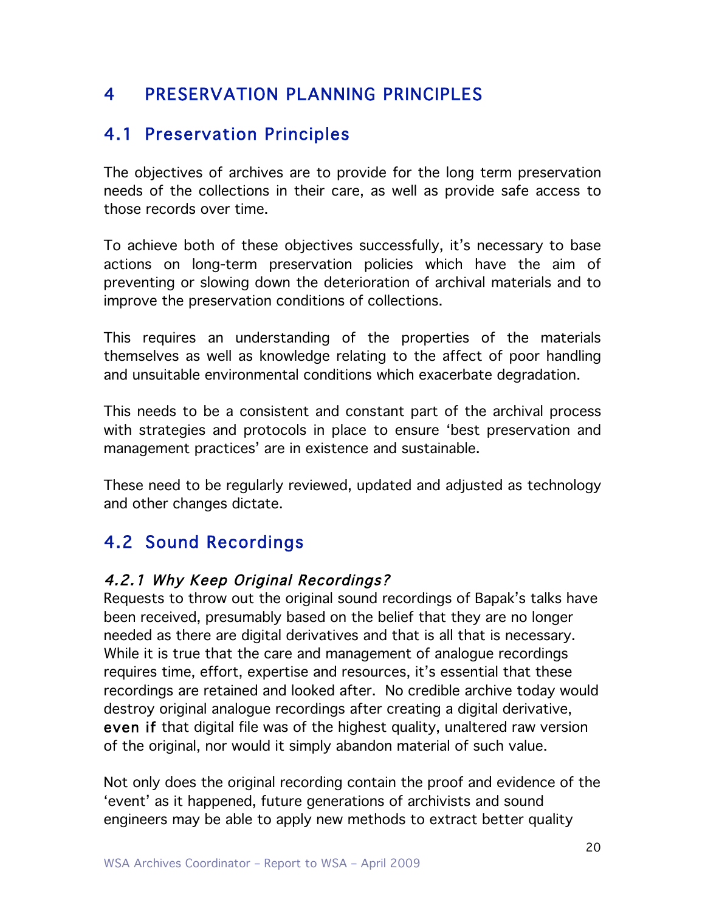# 4 PRESERVATION PLANNING PRINCIPLES

## 4.1 Preservation Principles

The objectives of archives are to provide for the long term preservation needs of the collections in their care, as well as provide safe access to those records over time.

To achieve both of these objectives successfully, it's necessary to base actions on long-term preservation policies which have the aim of preventing or slowing down the deterioration of archival materials and to improve the preservation conditions of collections.

This requires an understanding of the properties of the materials themselves as well as knowledge relating to the affect of poor handling and unsuitable environmental conditions which exacerbate degradation.

This needs to be a consistent and constant part of the archival process with strategies and protocols in place to ensure 'best preservation and management practices' are in existence and sustainable.

These need to be regularly reviewed, updated and adjusted as technology and other changes dictate.

## 4.2 Sound Recordings

### *4.2.1 Why Keep Original Recordings?*

Requests to throw out the original sound recordings of Bapak's talks have been received, presumably based on the belief that they are no longer needed as there are digital derivatives and that is all that is necessary. While it is true that the care and management of analogue recordings requires time, effort, expertise and resources, it's essential that these recordings are retained and looked after. No credible archive today would destroy original analogue recordings after creating a digital derivative, **even if** that digital file was of the highest quality, unaltered raw version of the original, nor would it simply abandon material of such value.

Not only does the original recording contain the proof and evidence of the 'event' as it happened, future generations of archivists and sound engineers may be able to apply new methods to extract better quality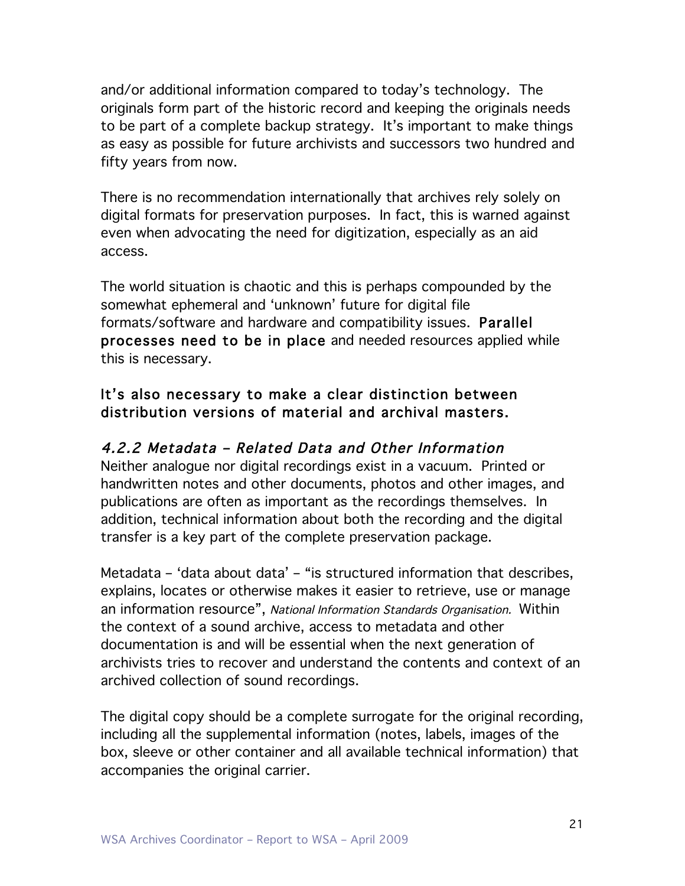and/or additional information compared to today's technology. The originals form part of the historic record and keeping the originals needs to be part of a complete backup strategy. It's important to make things as easy as possible for future archivists and successors two hundred and fifty years from now.

There is no recommendation internationally that archives rely solely on digital formats for preservation purposes. In fact, this is warned against even when advocating the need for digitization, especially as an aid access.

The world situation is chaotic and this is perhaps compounded by the somewhat ephemeral and 'unknown' future for digital file formats/software and hardware and compatibility issues. **Parallel processes need to be in place** and needed resources applied while this is necessary.

**It's also necessary to make a clear distinction between distribution versions of material and archival masters.**

### *4.2.2 Metadata – Related Data and Other Information*

Neither analogue nor digital recordings exist in a vacuum. Printed or handwritten notes and other documents, photos and other images, and publications are often as important as the recordings themselves. In addition, technical information about both the recording and the digital transfer is a key part of the complete preservation package.

Metadata – 'data about data' – "is structured information that describes, explains, locates or otherwise makes it easier to retrieve, use or manage an information resource", *National Information Standards Organisation.* Within the context of a sound archive, access to metadata and other documentation is and will be essential when the next generation of archivists tries to recover and understand the contents and context of an archived collection of sound recordings.

The digital copy should be a complete surrogate for the original recording, including all the supplemental information (notes, labels, images of the box, sleeve or other container and all available technical information) that accompanies the original carrier.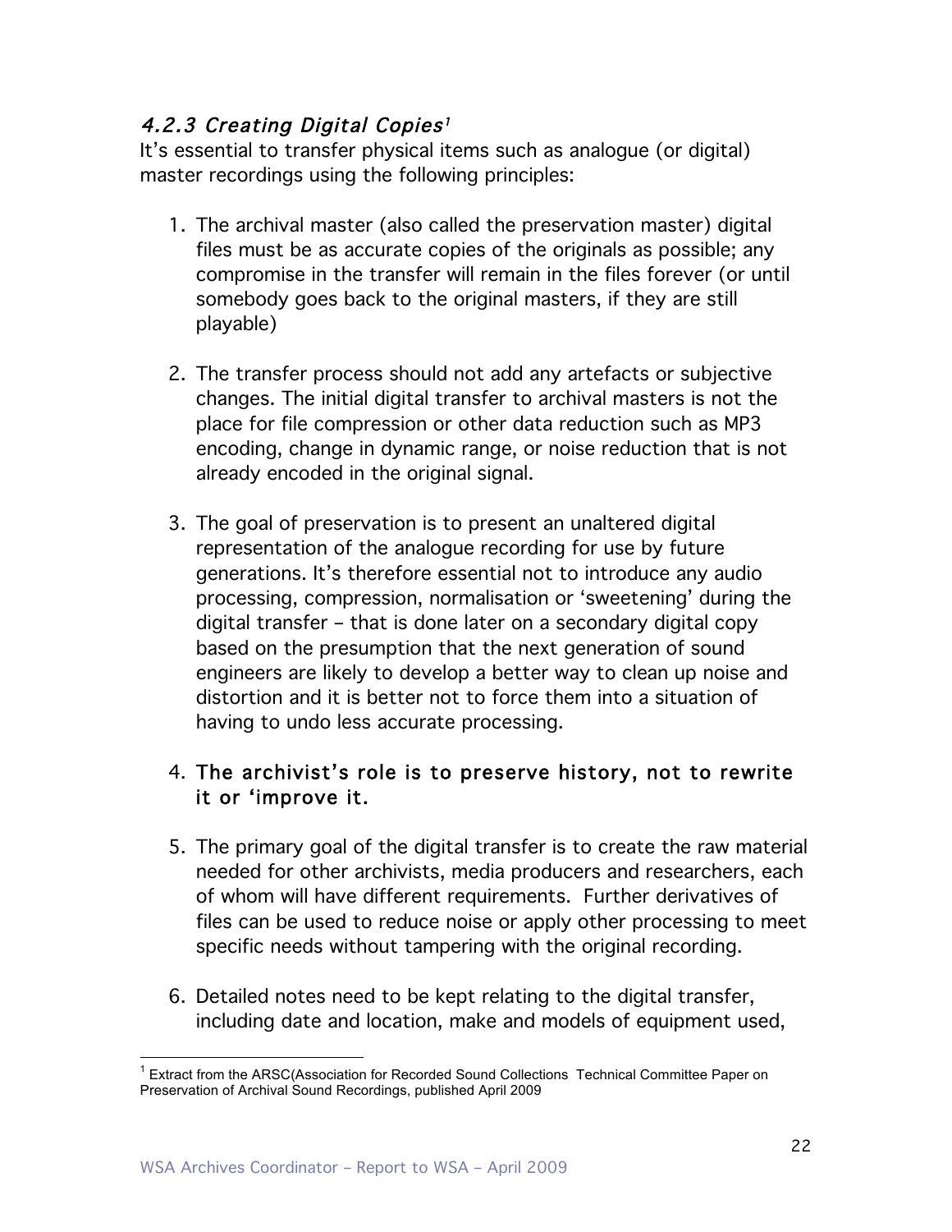### *4.2.3 Creating Digital Copies*[1]

It's essential to transfer physical items such as analogue (or digital) master recordings using the following principles:

1. The archival master (also called the preservation master) digital files must be as accurate copies of the originals as possible; any compromise in the transfer will remain in the files forever (or until somebody goes back to the original masters, if they are still playable)

2. The transfer process should not add any artefacts or subjective changes. The initial digital transfer to archival masters is not the place for file compression or other data reduction such as MP3 encoding, change in dynamic range, or noise reduction that is not already encoded in the original signal.

3. The goal of preservation is to present an unaltered digital representation of the analogue recording for use by future generations. It's therefore essential not to introduce any audio processing, compression, normalisation or 'sweetening' during the digital transfer – that is done later on a secondary digital copy based on the presumption that the next generation of sound engineers are likely to develop a better way to clean up noise and distortion and it is better not to force them into a situation of having to undo less accurate processing.

4. **The archivist's role is to preserve history, not to rewrite it or 'improve it.**

5. The primary goal of the digital transfer is to create the raw material needed for other archivists, media producers and researchers, each of whom will have different requirements. Further derivatives of files can be used to reduce noise or apply other processing to meet specific needs without tampering with the original recording.

6. Detailed notes need to be kept relating to the digital transfer, including date and location, make and models of equipment used,

---

[1] Extract from the ARSC(Association for Recorded Sound Collections Technical Committee Paper on Preservation of Archival Sound Recordings, published April 2009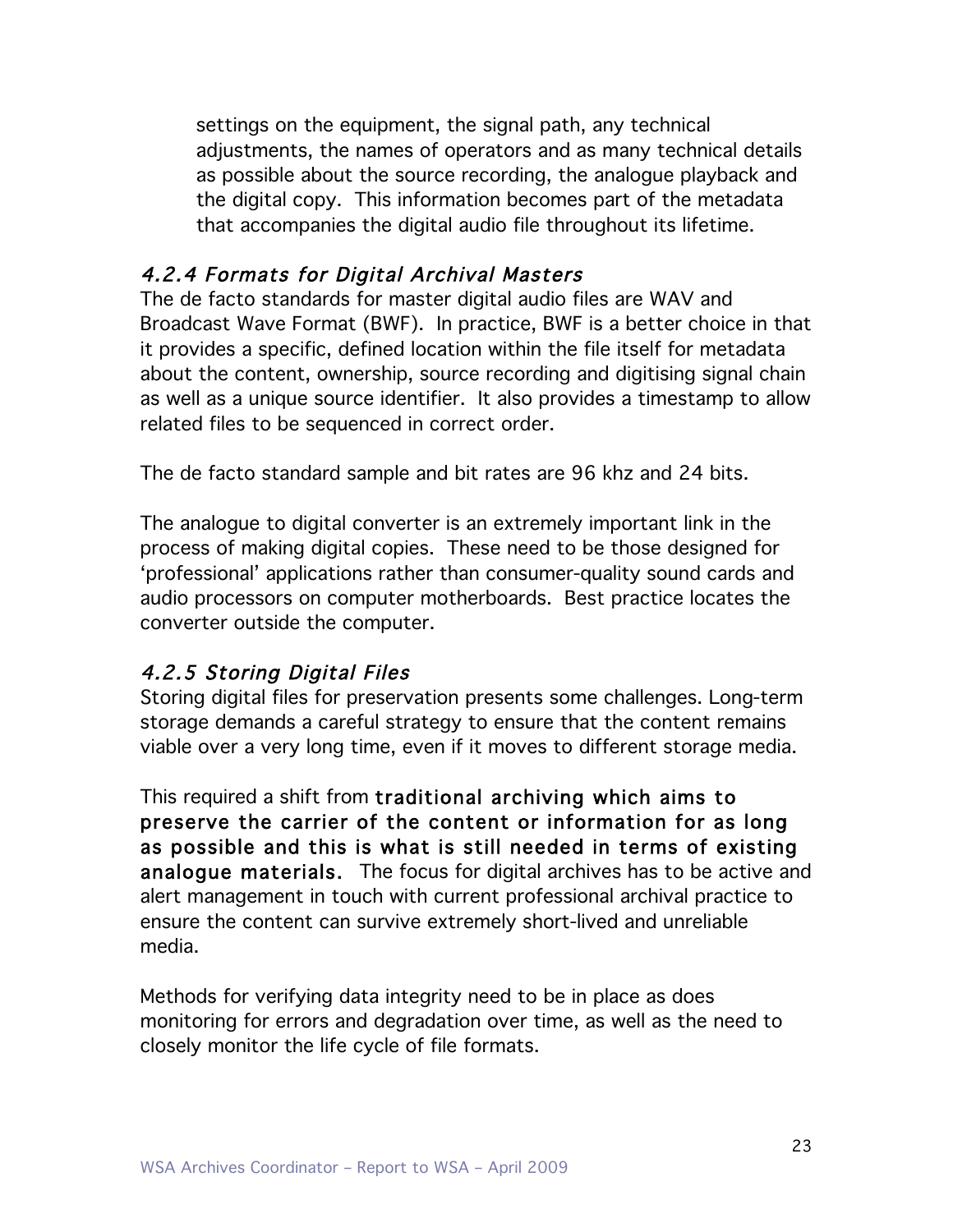settings on the equipment, the signal path, any technical adjustments, the names of operators and as many technical details as possible about the source recording, the analogue playback and the digital copy. This information becomes part of the metadata that accompanies the digital audio file throughout its lifetime.

### *4.2.4 Formats for Digital Archival Masters*

The de facto standards for master digital audio files are WAV and Broadcast Wave Format (BWF). In practice, BWF is a better choice in that it provides a specific, defined location within the file itself for metadata about the content, ownership, source recording and digitising signal chain as well as a unique source identifier. It also provides a timestamp to allow related files to be sequenced in correct order.

The de facto standard sample and bit rates are 96 khz and 24 bits.

The analogue to digital converter is an extremely important link in the process of making digital copies. These need to be those designed for 'professional' applications rather than consumer-quality sound cards and audio processors on computer motherboards. Best practice locates the converter outside the computer.

### *4.2.5 Storing Digital Files*

Storing digital files for preservation presents some challenges. Long-term storage demands a careful strategy to ensure that the content remains viable over a very long time, even if it moves to different storage media.

This required a shift from **traditional archiving which aims to preserve the carrier of the content or information for as long as possible and this is what is still needed in terms of existing analogue materials.** The focus for digital archives has to be active and alert management in touch with current professional archival practice to ensure the content can survive extremely short-lived and unreliable media.

Methods for verifying data integrity need to be in place as does monitoring for errors and degradation over time, as well as the need to closely monitor the life cycle of file formats.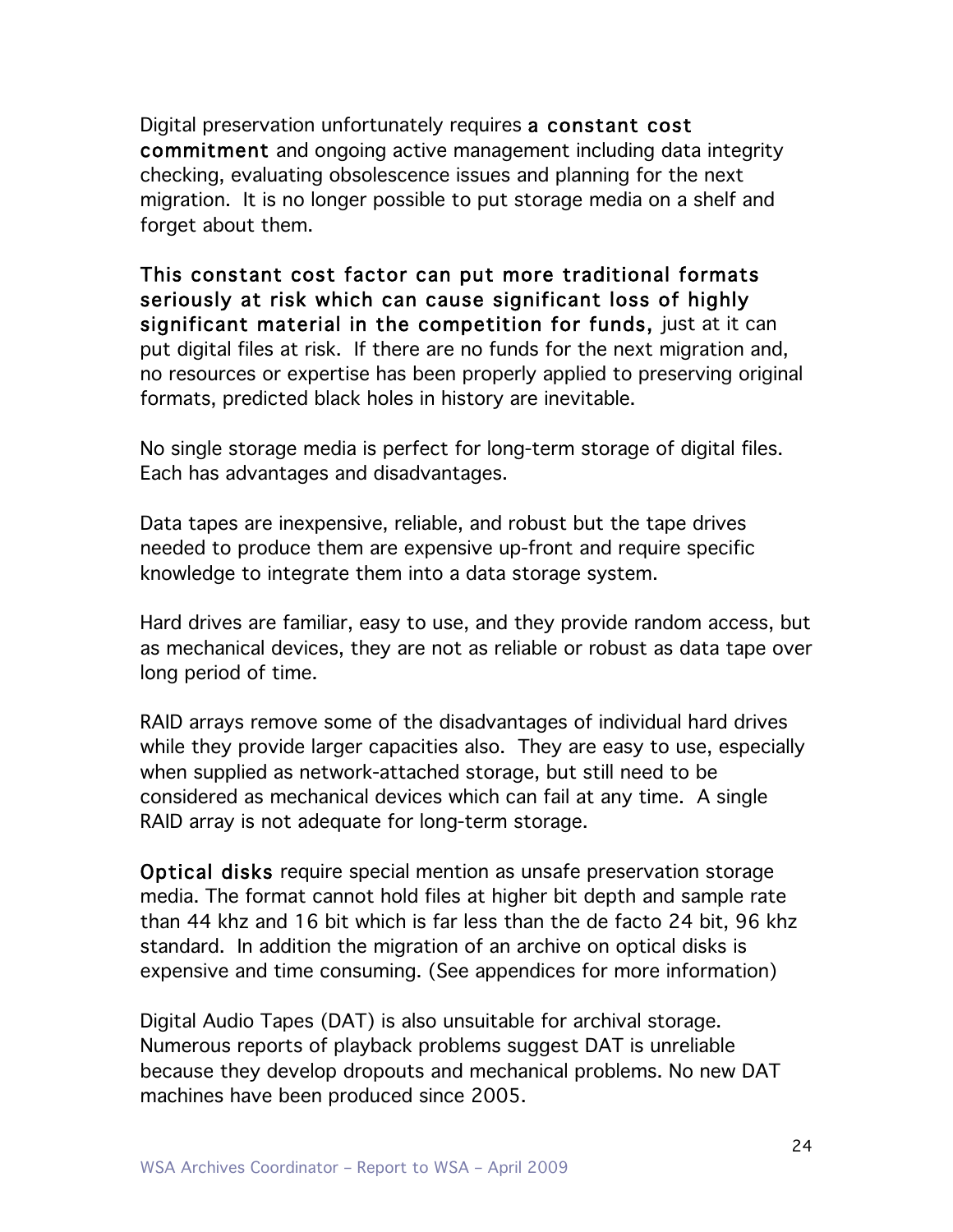Digital preservation unfortunately requires **a constant cost commitment** and ongoing active management including data integrity checking, evaluating obsolescence issues and planning for the next migration. It is no longer possible to put storage media on a shelf and forget about them.

**This constant cost factor can put more traditional formats seriously at risk which can cause significant loss of highly significant material in the competition for funds,** just at it can put digital files at risk. If there are no funds for the next migration and, no resources or expertise has been properly applied to preserving original formats, predicted black holes in history are inevitable.

No single storage media is perfect for long-term storage of digital files. Each has advantages and disadvantages.

Data tapes are inexpensive, reliable, and robust but the tape drives needed to produce them are expensive up-front and require specific knowledge to integrate them into a data storage system.

Hard drives are familiar, easy to use, and they provide random access, but as mechanical devices, they are not as reliable or robust as data tape over long period of time.

RAID arrays remove some of the disadvantages of individual hard drives while they provide larger capacities also. They are easy to use, especially when supplied as network-attached storage, but still need to be considered as mechanical devices which can fail at any time. A single RAID array is not adequate for long-term storage.

**Optical disks** require special mention as unsafe preservation storage media. The format cannot hold files at higher bit depth and sample rate than 44 khz and 16 bit which is far less than the de facto 24 bit, 96 khz standard. In addition the migration of an archive on optical disks is expensive and time consuming. (See appendices for more information)

Digital Audio Tapes (DAT) is also unsuitable for archival storage. Numerous reports of playback problems suggest DAT is unreliable because they develop dropouts and mechanical problems. No new DAT machines have been produced since 2005.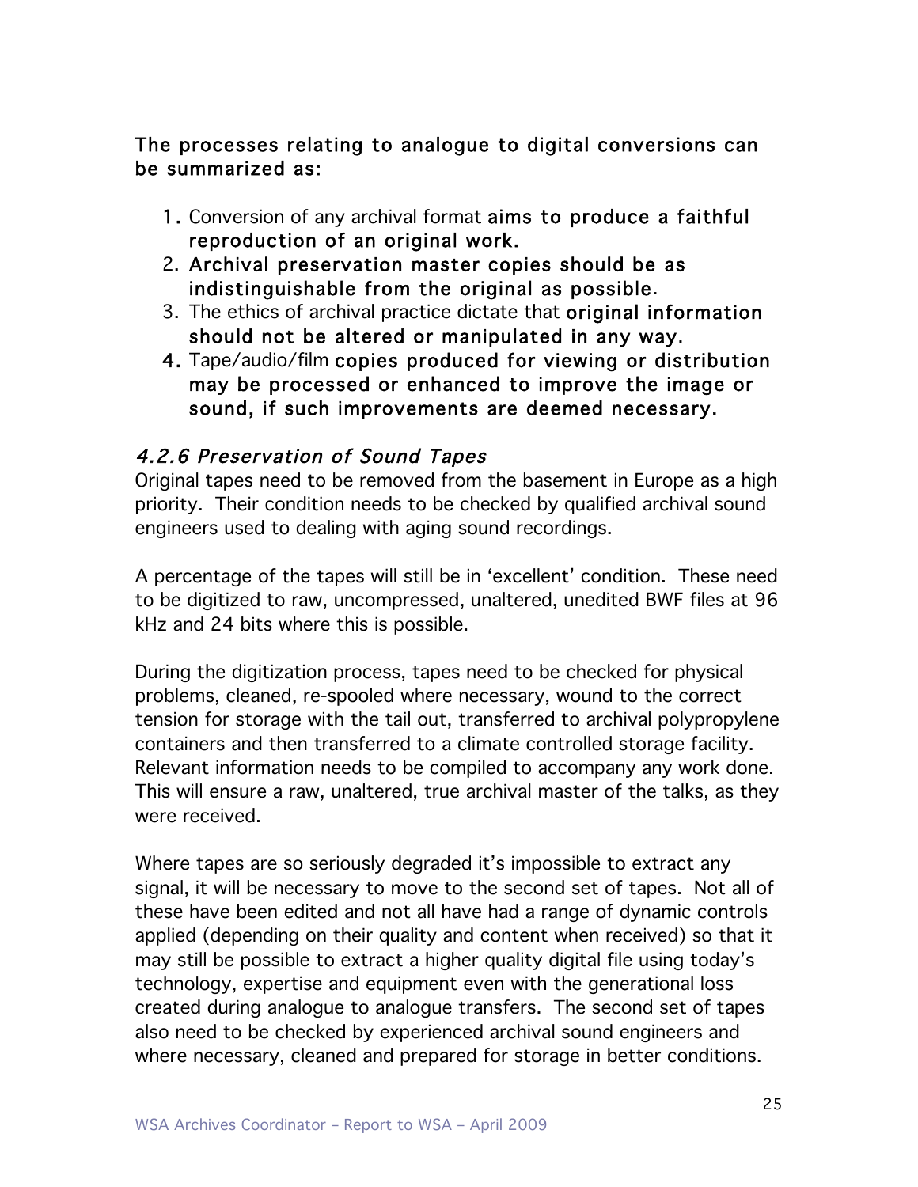**The processes relating to analogue to digital conversions can be summarized as:**

1. Conversion of any archival format **aims to produce a faithful reproduction of an original work.**
2. **Archival preservation master copies should be as indistinguishable from the original as possible**.
3. The ethics of archival practice dictate that **original information should not be altered or manipulated in any way**.
4. Tape/audio/film **copies produced for viewing or distribution may be processed or enhanced to improve the image or sound, if such improvements are deemed necessary.**

### *4.2.6 Preservation of Sound Tapes*

Original tapes need to be removed from the basement in Europe as a high priority. Their condition needs to be checked by qualified archival sound engineers used to dealing with aging sound recordings.

A percentage of the tapes will still be in 'excellent' condition. These need to be digitized to raw, uncompressed, unaltered, unedited BWF files at 96 kHz and 24 bits where this is possible.

During the digitization process, tapes need to be checked for physical problems, cleaned, re-spooled where necessary, wound to the correct tension for storage with the tail out, transferred to archival polypropylene containers and then transferred to a climate controlled storage facility. Relevant information needs to be compiled to accompany any work done. This will ensure a raw, unaltered, true archival master of the talks, as they were received.

Where tapes are so seriously degraded it's impossible to extract any signal, it will be necessary to move to the second set of tapes. Not all of these have been edited and not all have had a range of dynamic controls applied (depending on their quality and content when received) so that it may still be possible to extract a higher quality digital file using today's technology, expertise and equipment even with the generational loss created during analogue to analogue transfers. The second set of tapes also need to be checked by experienced archival sound engineers and where necessary, cleaned and prepared for storage in better conditions.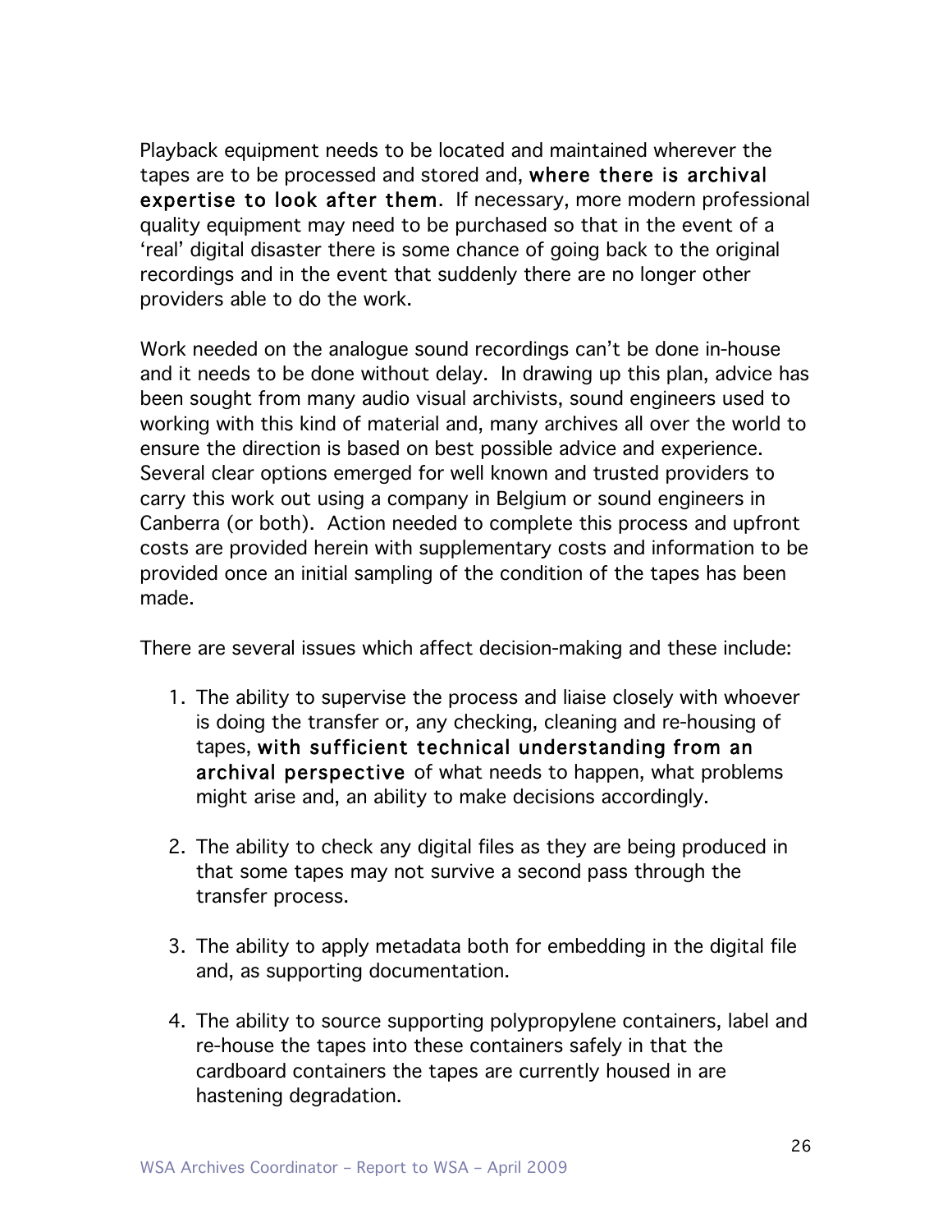Playback equipment needs to be located and maintained wherever the tapes are to be processed and stored and, **where there is archival expertise to look after them**. If necessary, more modern professional quality equipment may need to be purchased so that in the event of a 'real' digital disaster there is some chance of going back to the original recordings and in the event that suddenly there are no longer other providers able to do the work.

Work needed on the analogue sound recordings can't be done in-house and it needs to be done without delay. In drawing up this plan, advice has been sought from many audio visual archivists, sound engineers used to working with this kind of material and, many archives all over the world to ensure the direction is based on best possible advice and experience. Several clear options emerged for well known and trusted providers to carry this work out using a company in Belgium or sound engineers in Canberra (or both). Action needed to complete this process and upfront costs are provided herein with supplementary costs and information to be provided once an initial sampling of the condition of the tapes has been made.

There are several issues which affect decision-making and these include:

1. The ability to supervise the process and liaise closely with whoever is doing the transfer or, any checking, cleaning and re-housing of tapes, **with sufficient technical understanding from an archival perspective** of what needs to happen, what problems might arise and, an ability to make decisions accordingly.

2. The ability to check any digital files as they are being produced in that some tapes may not survive a second pass through the transfer process.

3. The ability to apply metadata both for embedding in the digital file and, as supporting documentation.

4. The ability to source supporting polypropylene containers, label and re-house the tapes into these containers safely in that the cardboard containers the tapes are currently housed in are hastening degradation.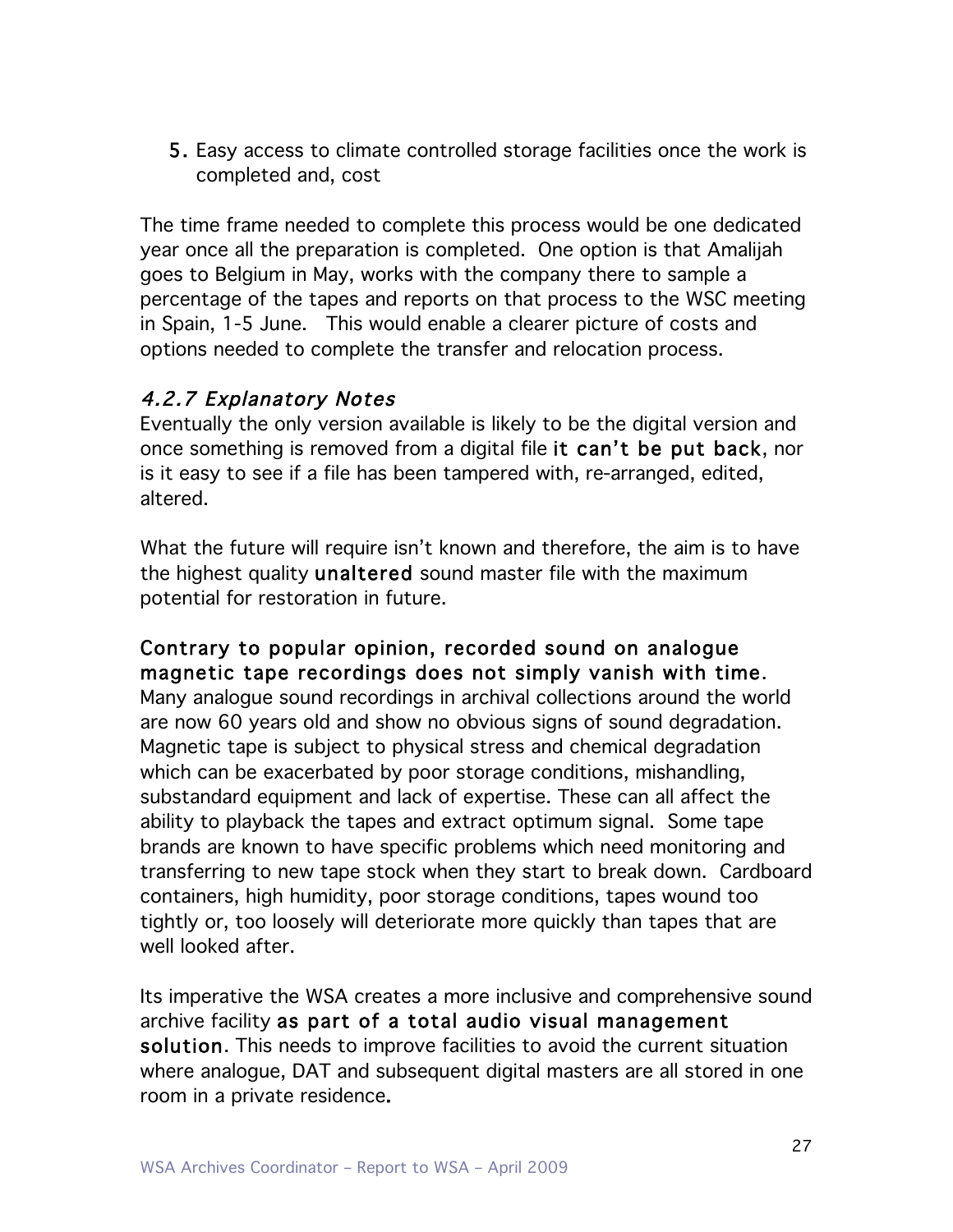5. Easy access to climate controlled storage facilities once the work is completed and, cost

The time frame needed to complete this process would be one dedicated year once all the preparation is completed. One option is that Amalijah goes to Belgium in May, works with the company there to sample a percentage of the tapes and reports on that process to the WSC meeting in Spain, 1-5 June. This would enable a clearer picture of costs and options needed to complete the transfer and relocation process.

### *4.2.7 Explanatory Notes*

Eventually the only version available is likely to be the digital version and once something is removed from a digital file **it can't be put back**, nor is it easy to see if a file has been tampered with, re-arranged, edited, altered.

What the future will require isn't known and therefore, the aim is to have the highest quality **unaltered** sound master file with the maximum potential for restoration in future.

**Contrary to popular opinion, recorded sound on analogue magnetic tape recordings does not simply vanish with time.** Many analogue sound recordings in archival collections around the world are now 60 years old and show no obvious signs of sound degradation. Magnetic tape is subject to physical stress and chemical degradation which can be exacerbated by poor storage conditions, mishandling, substandard equipment and lack of expertise. These can all affect the ability to playback the tapes and extract optimum signal. Some tape brands are known to have specific problems which need monitoring and transferring to new tape stock when they start to break down. Cardboard containers, high humidity, poor storage conditions, tapes wound too tightly or, too loosely will deteriorate more quickly than tapes that are well looked after.

Its imperative the WSA creates a more inclusive and comprehensive sound archive facility **as part of a total audio visual management solution**. This needs to improve facilities to avoid the current situation where analogue, DAT and subsequent digital masters are all stored in one room in a private residence**.**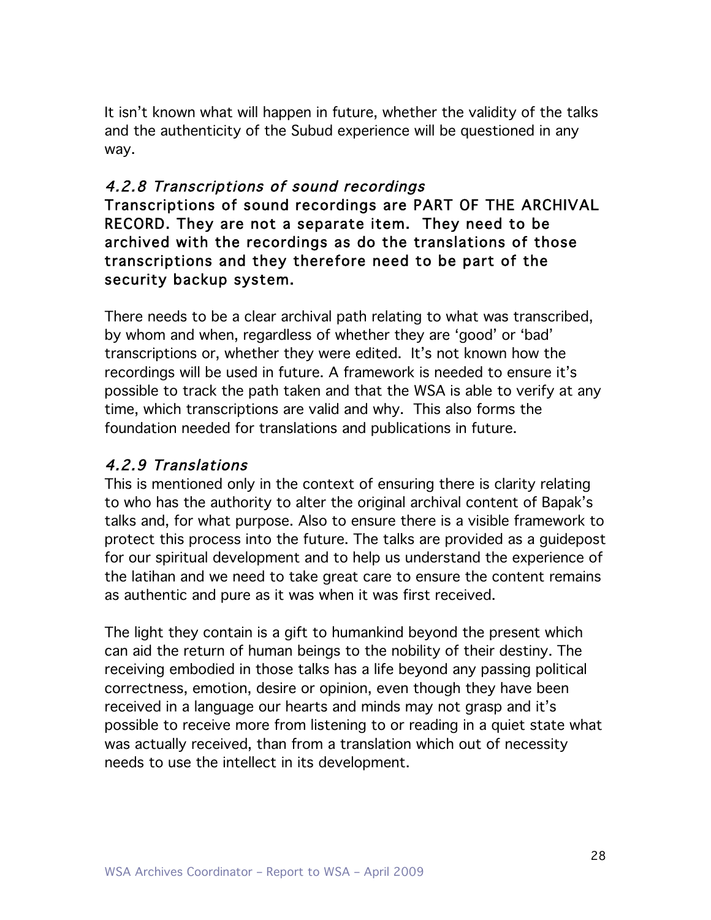It isn't known what will happen in future, whether the validity of the talks and the authenticity of the Subud experience will be questioned in any way.

### *4.2.8 Transcriptions of sound recordings*

**Transcriptions of sound recordings are PART OF THE ARCHIVAL RECORD. They are not a separate item. They need to be archived with the recordings as do the translations of those transcriptions and they therefore need to be part of the security backup system.**

There needs to be a clear archival path relating to what was transcribed, by whom and when, regardless of whether they are 'good' or 'bad' transcriptions or, whether they were edited. It's not known how the recordings will be used in future. A framework is needed to ensure it's possible to track the path taken and that the WSA is able to verify at any time, which transcriptions are valid and why. This also forms the foundation needed for translations and publications in future.

### *4.2.9 Translations*

This is mentioned only in the context of ensuring there is clarity relating to who has the authority to alter the original archival content of Bapak's talks and, for what purpose. Also to ensure there is a visible framework to protect this process into the future. The talks are provided as a guidepost for our spiritual development and to help us understand the experience of the latihan and we need to take great care to ensure the content remains as authentic and pure as it was when it was first received.

The light they contain is a gift to humankind beyond the present which can aid the return of human beings to the nobility of their destiny. The receiving embodied in those talks has a life beyond any passing political correctness, emotion, desire or opinion, even though they have been received in a language our hearts and minds may not grasp and it's possible to receive more from listening to or reading in a quiet state what was actually received, than from a translation which out of necessity needs to use the intellect in its development.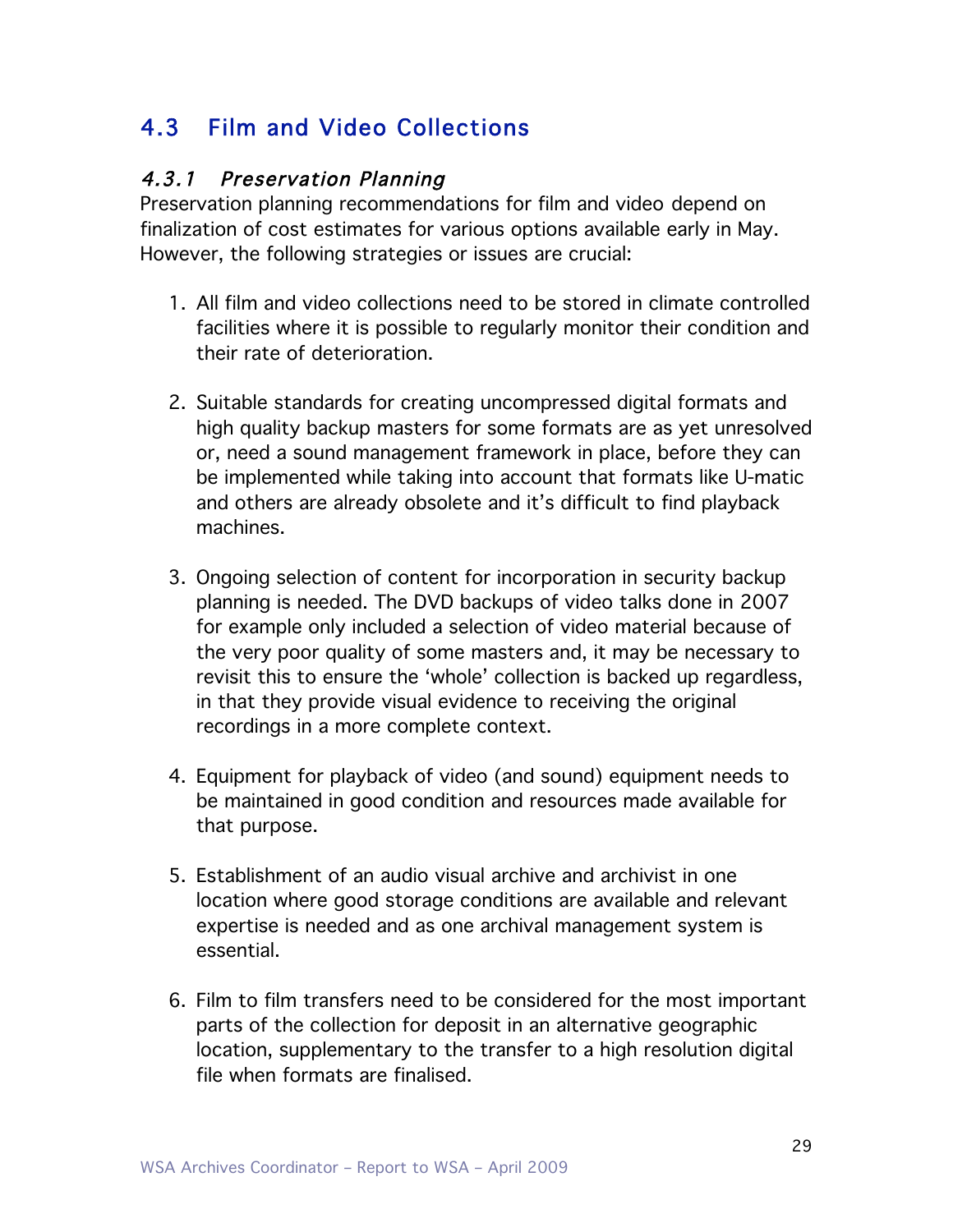## 4.3 Film and Video Collections

### *4.3.1 Preservation Planning*

Preservation planning recommendations for film and video depend on finalization of cost estimates for various options available early in May. However, the following strategies or issues are crucial:

1. All film and video collections need to be stored in climate controlled facilities where it is possible to regularly monitor their condition and their rate of deterioration.

2. Suitable standards for creating uncompressed digital formats and high quality backup masters for some formats are as yet unresolved or, need a sound management framework in place, before they can be implemented while taking into account that formats like U-matic and others are already obsolete and it's difficult to find playback machines.

3. Ongoing selection of content for incorporation in security backup planning is needed. The DVD backups of video talks done in 2007 for example only included a selection of video material because of the very poor quality of some masters and, it may be necessary to revisit this to ensure the 'whole' collection is backed up regardless, in that they provide visual evidence to receiving the original recordings in a more complete context.

4. Equipment for playback of video (and sound) equipment needs to be maintained in good condition and resources made available for that purpose.

5. Establishment of an audio visual archive and archivist in one location where good storage conditions are available and relevant expertise is needed and as one archival management system is essential.

6. Film to film transfers need to be considered for the most important parts of the collection for deposit in an alternative geographic location, supplementary to the transfer to a high resolution digital file when formats are finalised.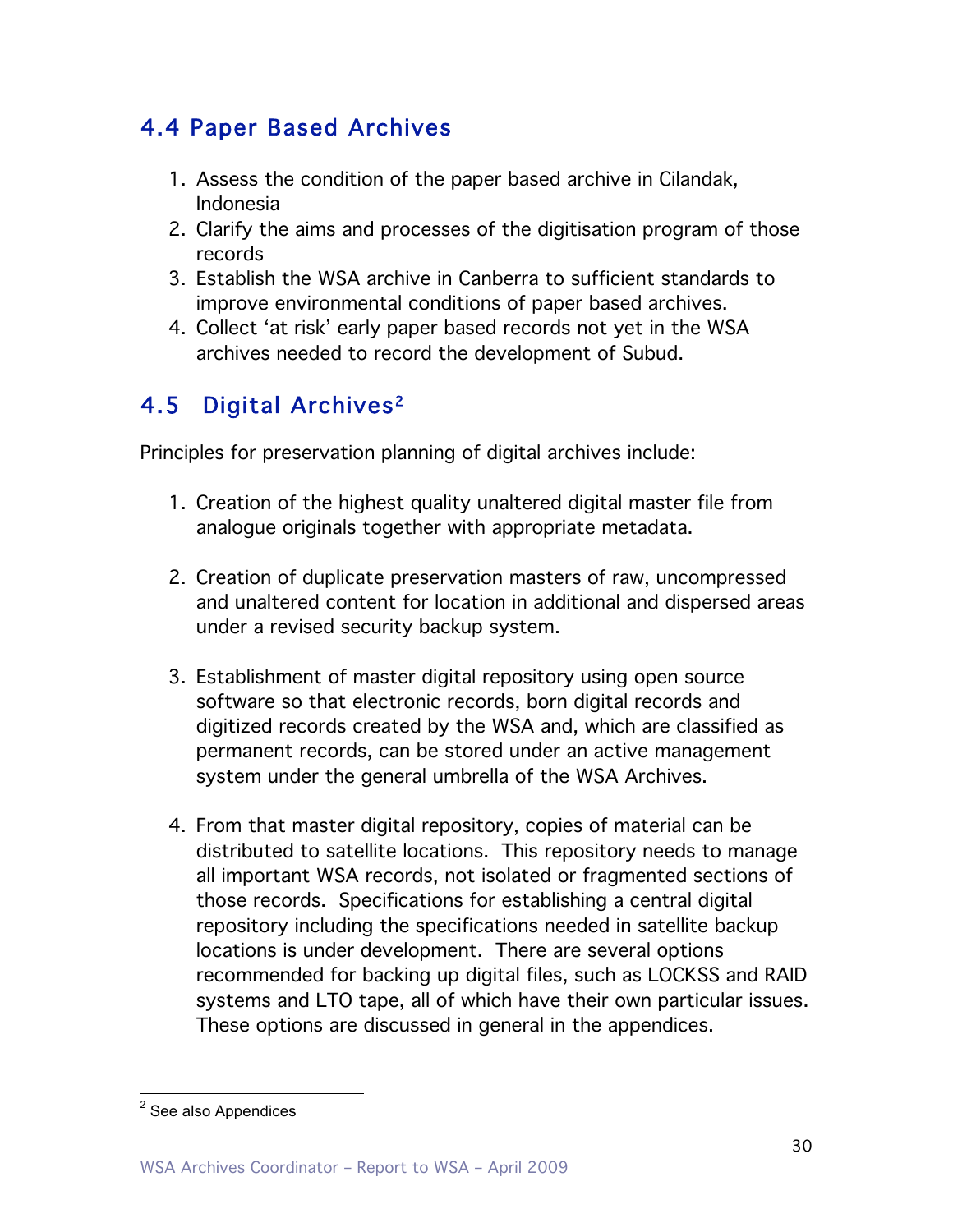## 4.4 Paper Based Archives

1. Assess the condition of the paper based archive in Cilandak, Indonesia
2. Clarify the aims and processes of the digitisation program of those records
3. Establish the WSA archive in Canberra to sufficient standards to improve environmental conditions of paper based archives.
4. Collect 'at risk' early paper based records not yet in the WSA archives needed to record the development of Subud.

## 4.5 Digital Archives[2]

Principles for preservation planning of digital archives include:

1. Creation of the highest quality unaltered digital master file from analogue originals together with appropriate metadata.

2. Creation of duplicate preservation masters of raw, uncompressed and unaltered content for location in additional and dispersed areas under a revised security backup system.

3. Establishment of master digital repository using open source software so that electronic records, born digital records and digitized records created by the WSA and, which are classified as permanent records, can be stored under an active management system under the general umbrella of the WSA Archives.

4. From that master digital repository, copies of material can be distributed to satellite locations. This repository needs to manage all important WSA records, not isolated or fragmented sections of those records. Specifications for establishing a central digital repository including the specifications needed in satellite backup locations is under development. There are several options recommended for backing up digital files, such as LOCKSS and RAID systems and LTO tape, all of which have their own particular issues. These options are discussed in general in the appendices.

[2] See also Appendices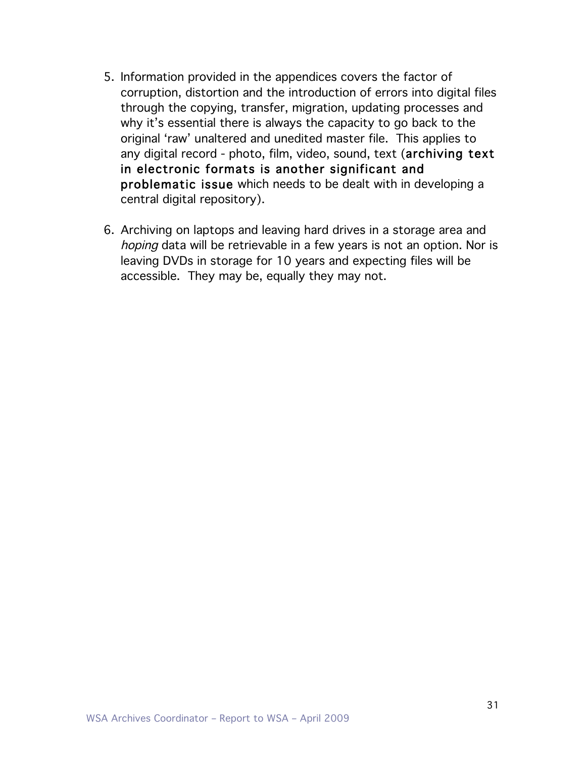5. Information provided in the appendices covers the factor of corruption, distortion and the introduction of errors into digital files through the copying, transfer, migration, updating processes and why it's essential there is always the capacity to go back to the original 'raw' unaltered and unedited master file. This applies to any digital record - photo, film, video, sound, text (**archiving text in electronic formats is another significant and problematic issue** which needs to be dealt with in developing a central digital repository).

6. Archiving on laptops and leaving hard drives in a storage area and *hoping* data will be retrievable in a few years is not an option. Nor is leaving DVDs in storage for 10 years and expecting files will be accessible. They may be, equally they may not.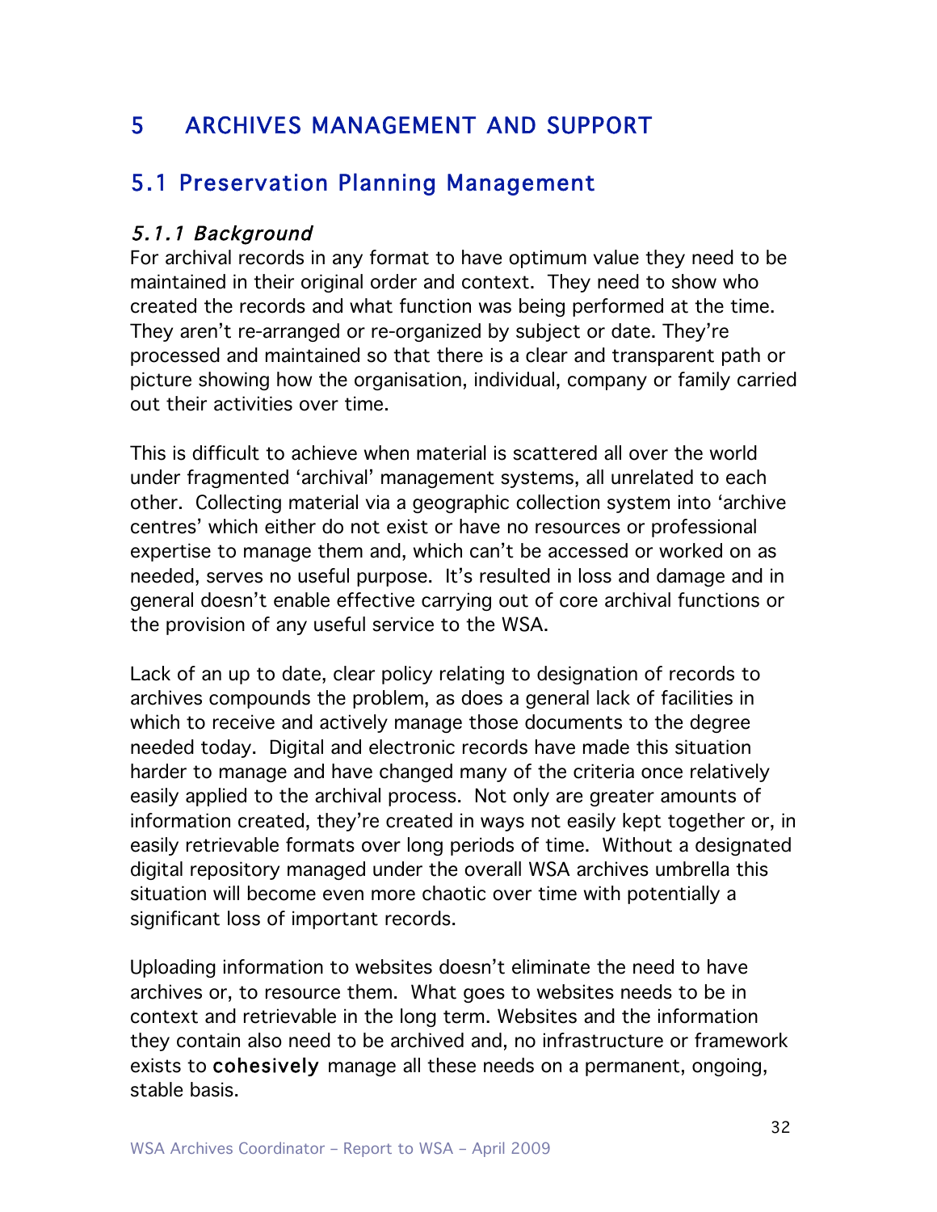# 5 ARCHIVES MANAGEMENT AND SUPPORT

## 5.1 Preservation Planning Management

### *5.1.1 Background*

For archival records in any format to have optimum value they need to be maintained in their original order and context. They need to show who created the records and what function was being performed at the time. They aren't re-arranged or re-organized by subject or date. They're processed and maintained so that there is a clear and transparent path or picture showing how the organisation, individual, company or family carried out their activities over time.

This is difficult to achieve when material is scattered all over the world under fragmented 'archival' management systems, all unrelated to each other. Collecting material via a geographic collection system into 'archive centres' which either do not exist or have no resources or professional expertise to manage them and, which can't be accessed or worked on as needed, serves no useful purpose. It's resulted in loss and damage and in general doesn't enable effective carrying out of core archival functions or the provision of any useful service to the WSA.

Lack of an up to date, clear policy relating to designation of records to archives compounds the problem, as does a general lack of facilities in which to receive and actively manage those documents to the degree needed today. Digital and electronic records have made this situation harder to manage and have changed many of the criteria once relatively easily applied to the archival process. Not only are greater amounts of information created, they're created in ways not easily kept together or, in easily retrievable formats over long periods of time. Without a designated digital repository managed under the overall WSA archives umbrella this situation will become even more chaotic over time with potentially a significant loss of important records.

Uploading information to websites doesn't eliminate the need to have archives or, to resource them. What goes to websites needs to be in context and retrievable in the long term. Websites and the information they contain also need to be archived and, no infrastructure or framework exists to **cohesively** manage all these needs on a permanent, ongoing, stable basis.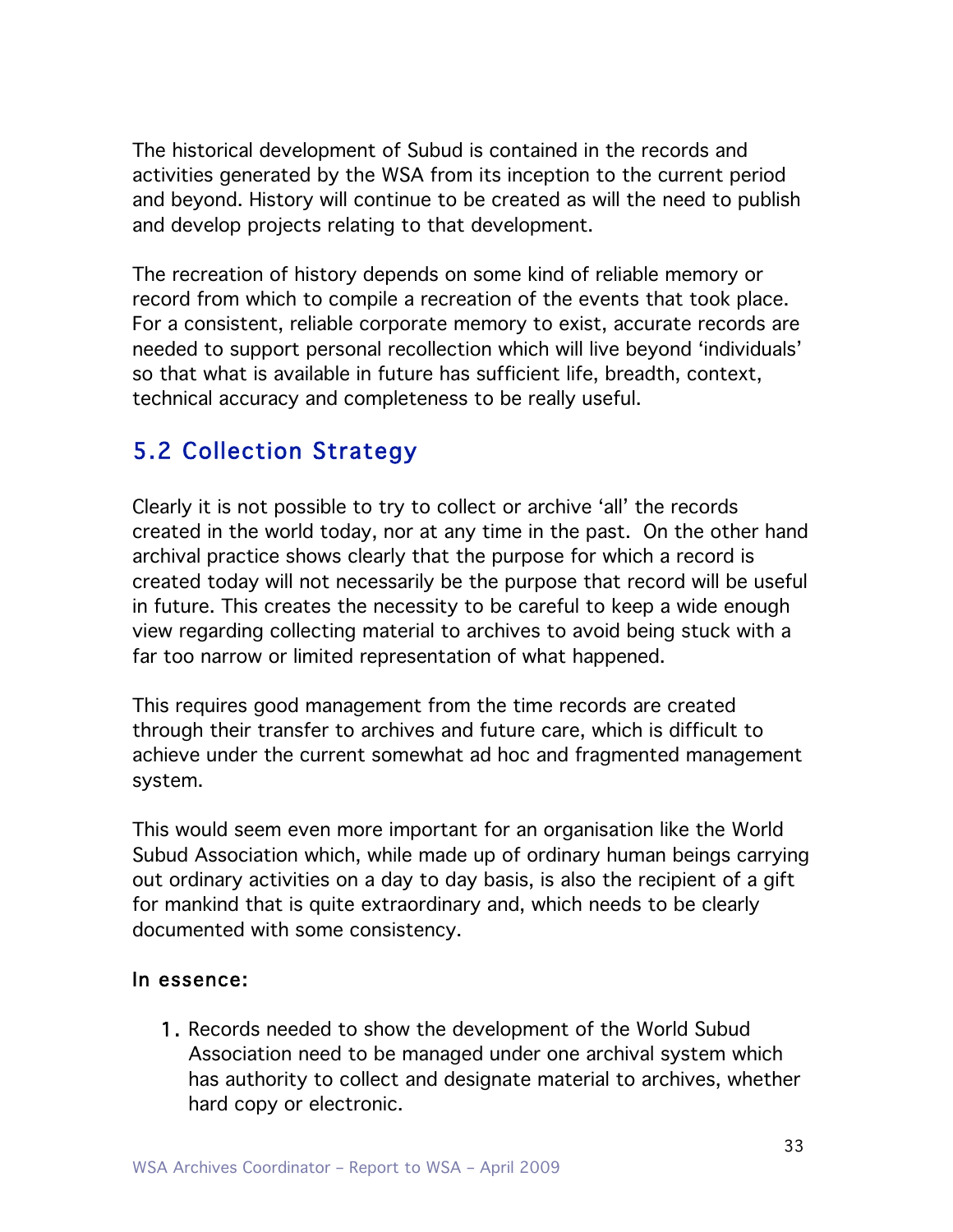The historical development of Subud is contained in the records and activities generated by the WSA from its inception to the current period and beyond. History will continue to be created as will the need to publish and develop projects relating to that development.

The recreation of history depends on some kind of reliable memory or record from which to compile a recreation of the events that took place. For a consistent, reliable corporate memory to exist, accurate records are needed to support personal recollection which will live beyond 'individuals' so that what is available in future has sufficient life, breadth, context, technical accuracy and completeness to be really useful.

## 5.2 Collection Strategy

Clearly it is not possible to try to collect or archive 'all' the records created in the world today, nor at any time in the past.  On the other hand archival practice shows clearly that the purpose for which a record is created today will not necessarily be the purpose that record will be useful in future. This creates the necessity to be careful to keep a wide enough view regarding collecting material to archives to avoid being stuck with a far too narrow or limited representation of what happened.

This requires good management from the time records are created through their transfer to archives and future care, which is difficult to achieve under the current somewhat ad hoc and fragmented management system.

This would seem even more important for an organisation like the World Subud Association which, while made up of ordinary human beings carrying out ordinary activities on a day to day basis, is also the recipient of a gift for mankind that is quite extraordinary and, which needs to be clearly documented with some consistency.

In essence:

1. Records needed to show the development of the World Subud Association need to be managed under one archival system which has authority to collect and designate material to archives, whether hard copy or electronic.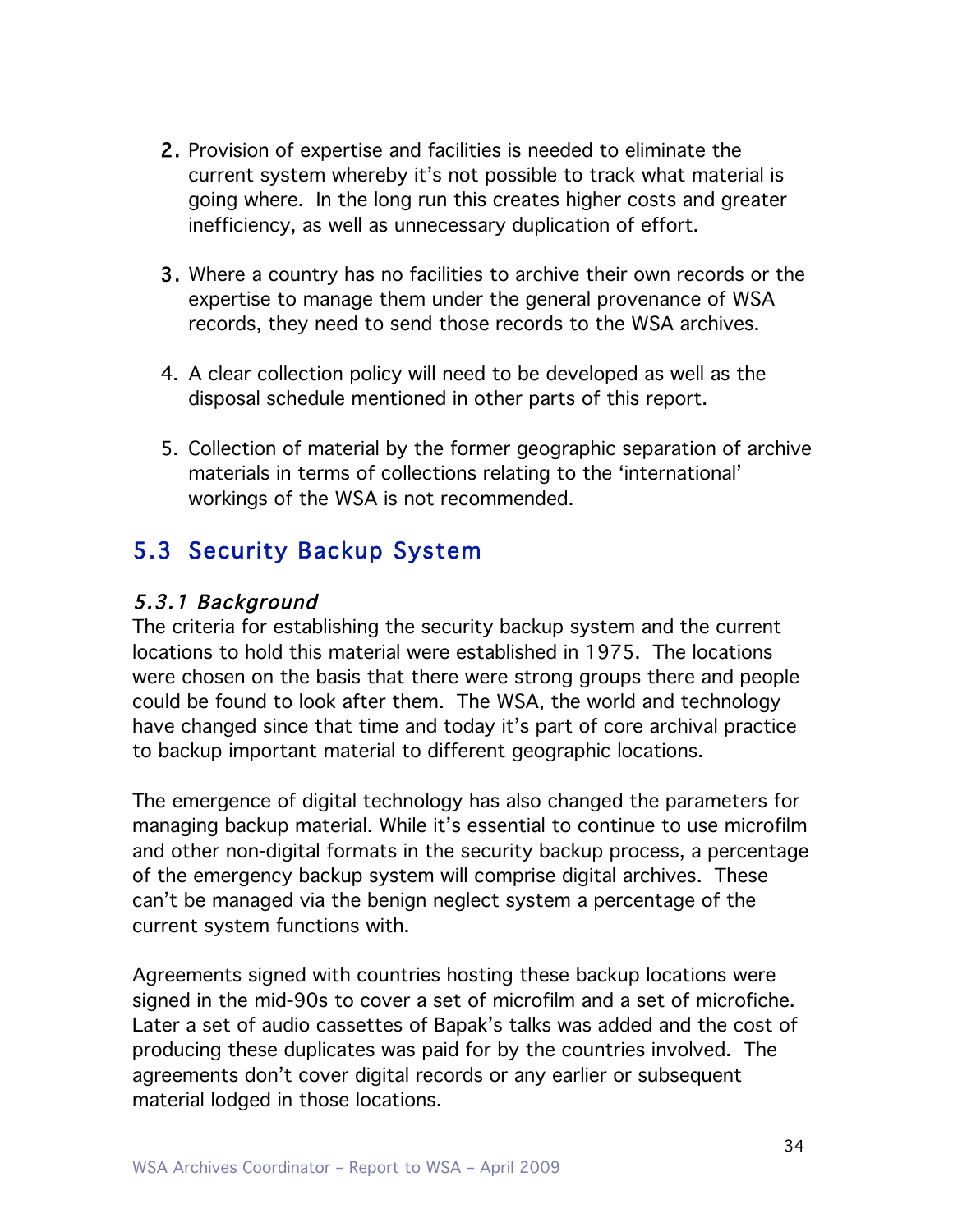2. Provision of expertise and facilities is needed to eliminate the current system whereby it's not possible to track what material is going where. In the long run this creates higher costs and greater inefficiency, as well as unnecessary duplication of effort.

3. Where a country has no facilities to archive their own records or the expertise to manage them under the general provenance of WSA records, they need to send those records to the WSA archives.

4. A clear collection policy will need to be developed as well as the disposal schedule mentioned in other parts of this report.

5. Collection of material by the former geographic separation of archive materials in terms of collections relating to the 'international' workings of the WSA is not recommended.

## 5.3 Security Backup System

### *5.3.1 Background*

The criteria for establishing the security backup system and the current locations to hold this material were established in 1975. The locations were chosen on the basis that there were strong groups there and people could be found to look after them. The WSA, the world and technology have changed since that time and today it's part of core archival practice to backup important material to different geographic locations.

The emergence of digital technology has also changed the parameters for managing backup material. While it's essential to continue to use microfilm and other non-digital formats in the security backup process, a percentage of the emergency backup system will comprise digital archives. These can't be managed via the benign neglect system a percentage of the current system functions with.

Agreements signed with countries hosting these backup locations were signed in the mid-90s to cover a set of microfilm and a set of microfiche. Later a set of audio cassettes of Bapak's talks was added and the cost of producing these duplicates was paid for by the countries involved. The agreements don't cover digital records or any earlier or subsequent material lodged in those locations.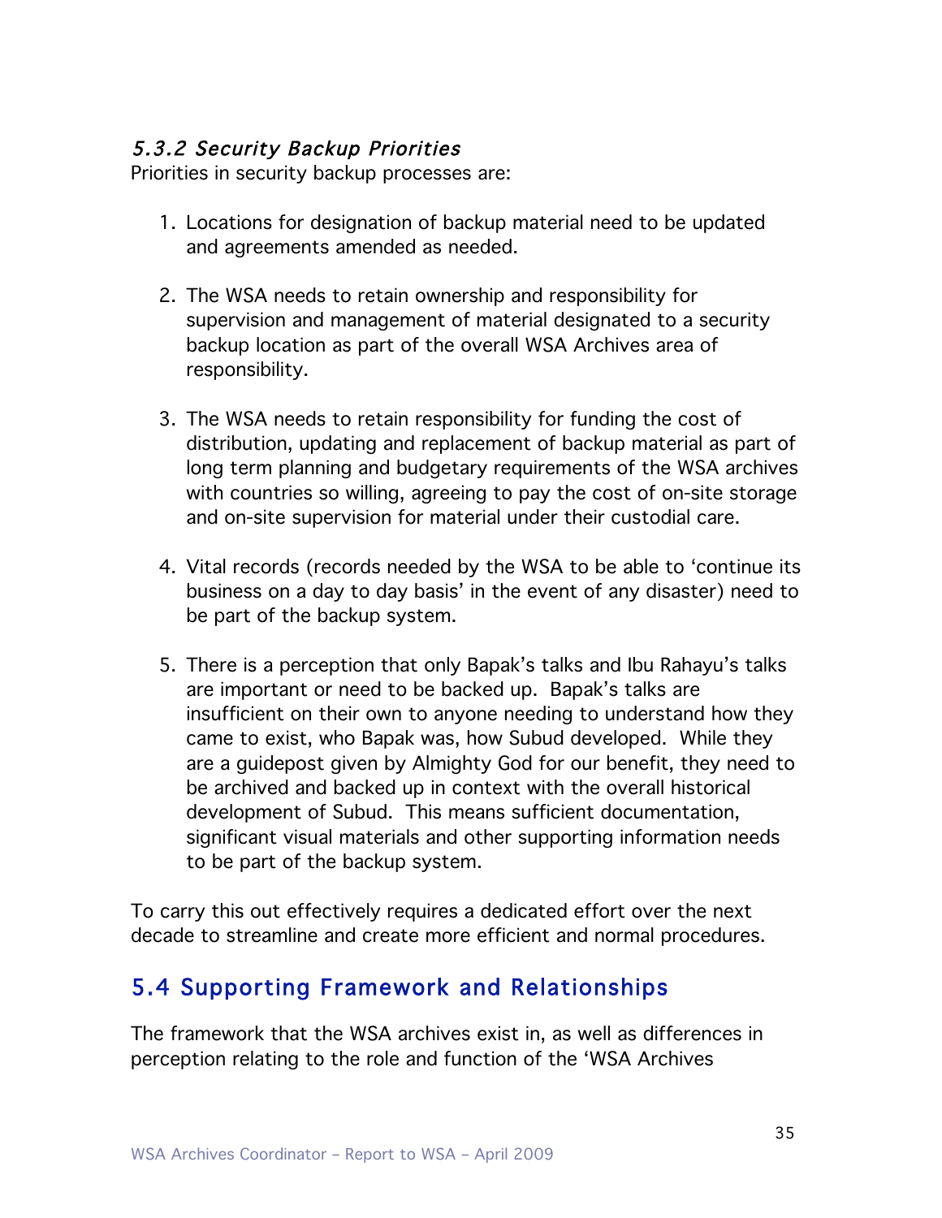### *5.3.2 Security Backup Priorities*

Priorities in security backup processes are:

1. Locations for designation of backup material need to be updated and agreements amended as needed.

2. The WSA needs to retain ownership and responsibility for supervision and management of material designated to a security backup location as part of the overall WSA Archives area of responsibility.

3. The WSA needs to retain responsibility for funding the cost of distribution, updating and replacement of backup material as part of long term planning and budgetary requirements of the WSA archives with countries so willing, agreeing to pay the cost of on-site storage and on-site supervision for material under their custodial care.

4. Vital records (records needed by the WSA to be able to 'continue its business on a day to day basis' in the event of any disaster) need to be part of the backup system.

5. There is a perception that only Bapak's talks and Ibu Rahayu's talks are important or need to be backed up. Bapak's talks are insufficient on their own to anyone needing to understand how they came to exist, who Bapak was, how Subud developed. While they are a guidepost given by Almighty God for our benefit, they need to be archived and backed up in context with the overall historical development of Subud. This means sufficient documentation, significant visual materials and other supporting information needs to be part of the backup system.

To carry this out effectively requires a dedicated effort over the next decade to streamline and create more efficient and normal procedures.

## 5.4 Supporting Framework and Relationships

The framework that the WSA archives exist in, as well as differences in perception relating to the role and function of the 'WSA Archives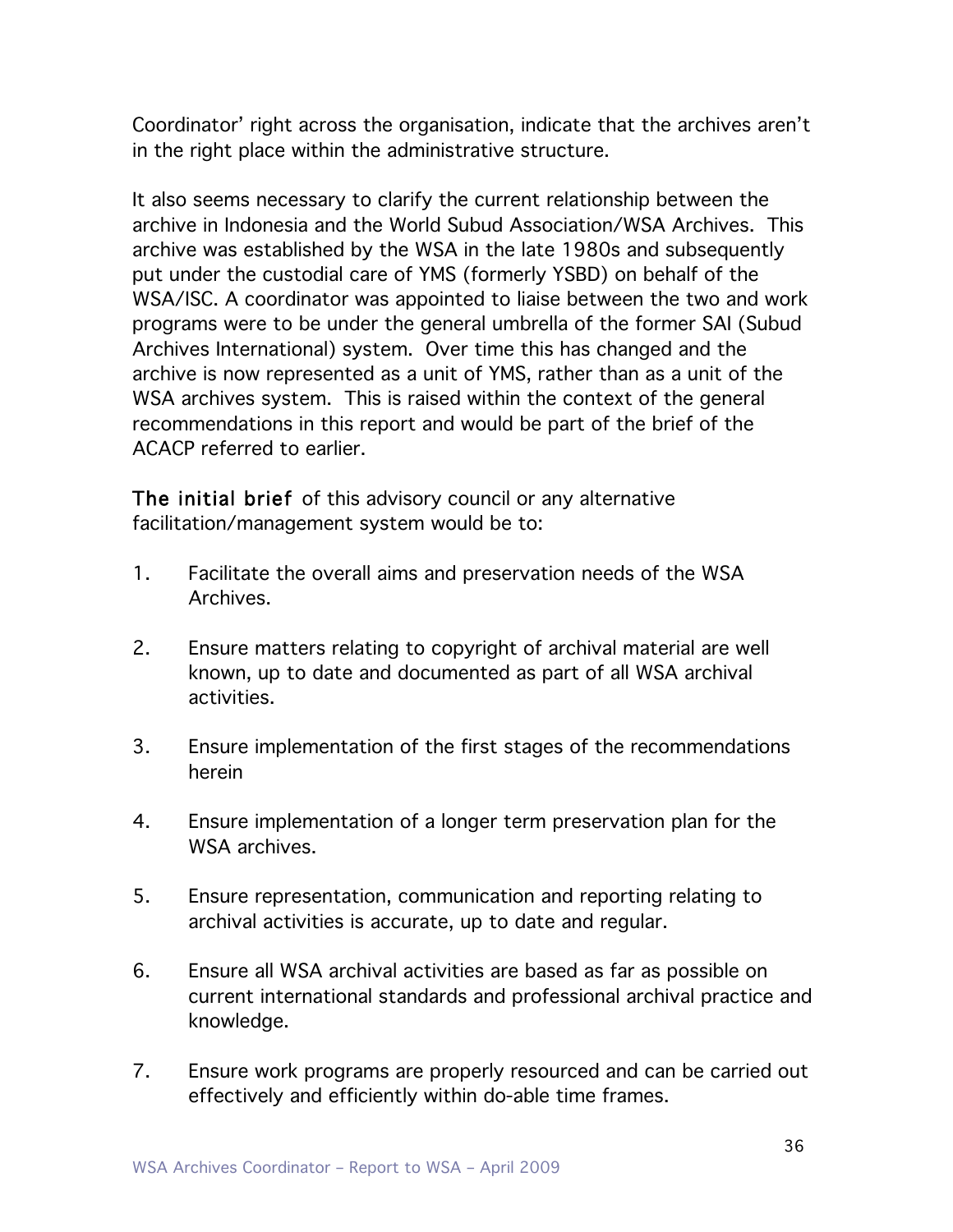Coordinator' right across the organisation, indicate that the archives aren't in the right place within the administrative structure.

It also seems necessary to clarify the current relationship between the archive in Indonesia and the World Subud Association/WSA Archives. This archive was established by the WSA in the late 1980s and subsequently put under the custodial care of YMS (formerly YSBD) on behalf of the WSA/ISC. A coordinator was appointed to liaise between the two and work programs were to be under the general umbrella of the former SAI (Subud Archives International) system. Over time this has changed and the archive is now represented as a unit of YMS, rather than as a unit of the WSA archives system. This is raised within the context of the general recommendations in this report and would be part of the brief of the ACACP referred to earlier.

**The initial brief** of this advisory council or any alternative facilitation/management system would be to:

1. Facilitate the overall aims and preservation needs of the WSA Archives.

2. Ensure matters relating to copyright of archival material are well known, up to date and documented as part of all WSA archival activities.

3. Ensure implementation of the first stages of the recommendations herein

4. Ensure implementation of a longer term preservation plan for the WSA archives.

5. Ensure representation, communication and reporting relating to archival activities is accurate, up to date and regular.

6. Ensure all WSA archival activities are based as far as possible on current international standards and professional archival practice and knowledge.

7. Ensure work programs are properly resourced and can be carried out effectively and efficiently within do-able time frames.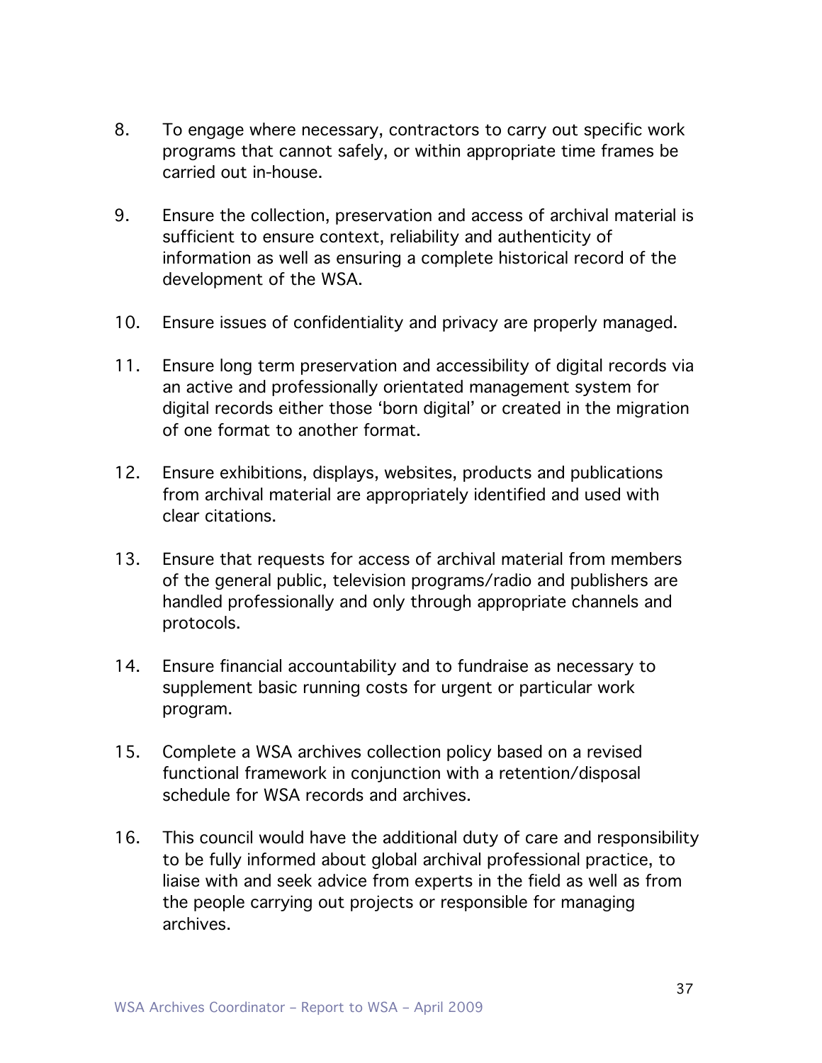8. To engage where necessary, contractors to carry out specific work programs that cannot safely, or within appropriate time frames be carried out in-house.

9. Ensure the collection, preservation and access of archival material is sufficient to ensure context, reliability and authenticity of information as well as ensuring a complete historical record of the development of the WSA.

10. Ensure issues of confidentiality and privacy are properly managed.

11. Ensure long term preservation and accessibility of digital records via an active and professionally orientated management system for digital records either those 'born digital' or created in the migration of one format to another format.

12. Ensure exhibitions, displays, websites, products and publications from archival material are appropriately identified and used with clear citations.

13. Ensure that requests for access of archival material from members of the general public, television programs/radio and publishers are handled professionally and only through appropriate channels and protocols.

14. Ensure financial accountability and to fundraise as necessary to supplement basic running costs for urgent or particular work program.

15. Complete a WSA archives collection policy based on a revised functional framework in conjunction with a retention/disposal schedule for WSA records and archives.

16. This council would have the additional duty of care and responsibility to be fully informed about global archival professional practice, to liaise with and seek advice from experts in the field as well as from the people carrying out projects or responsible for managing archives.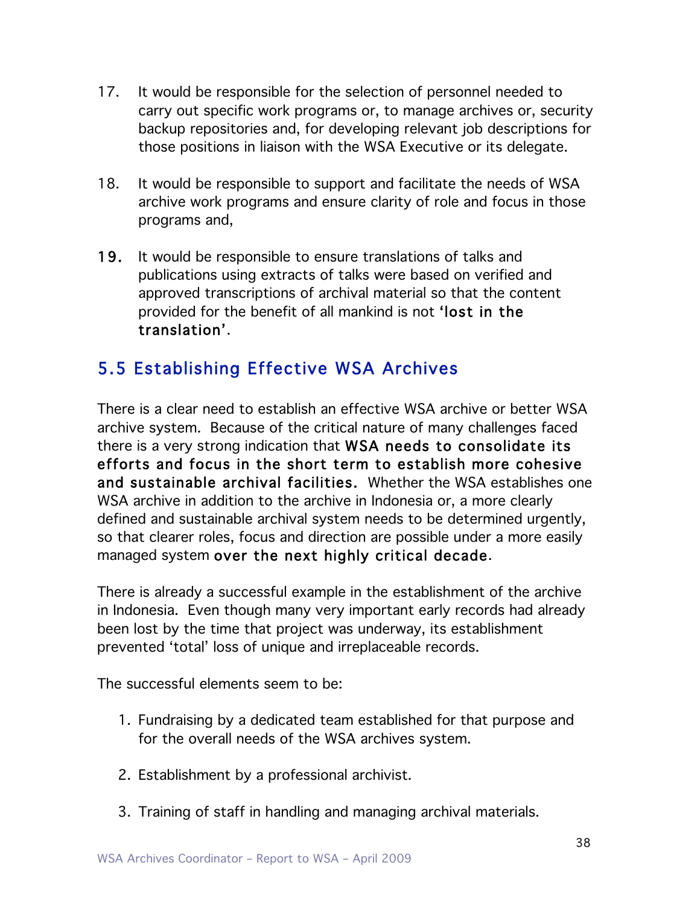17. It would be responsible for the selection of personnel needed to carry out specific work programs or, to manage archives or, security backup repositories and, for developing relevant job descriptions for those positions in liaison with the WSA Executive or its delegate.

18. It would be responsible to support and facilitate the needs of WSA archive work programs and ensure clarity of role and focus in those programs and,

19. It would be responsible to ensure translations of talks and publications using extracts of talks were based on verified and approved transcriptions of archival material so that the content provided for the benefit of all mankind is not **'lost in the translation'**.

## 5.5 Establishing Effective WSA Archives

There is a clear need to establish an effective WSA archive or better WSA archive system. Because of the critical nature of many challenges faced there is a very strong indication that **WSA needs to consolidate its efforts and focus in the short term to establish more cohesive and sustainable archival facilities.** Whether the WSA establishes one WSA archive in addition to the archive in Indonesia or, a more clearly defined and sustainable archival system needs to be determined urgently, so that clearer roles, focus and direction are possible under a more easily managed system **over the next highly critical decade**.

There is already a successful example in the establishment of the archive in Indonesia. Even though many very important early records had already been lost by the time that project was underway, its establishment prevented 'total' loss of unique and irreplaceable records.

The successful elements seem to be:

1. Fundraising by a dedicated team established for that purpose and for the overall needs of the WSA archives system.

2. Establishment by a professional archivist.

3. Training of staff in handling and managing archival materials.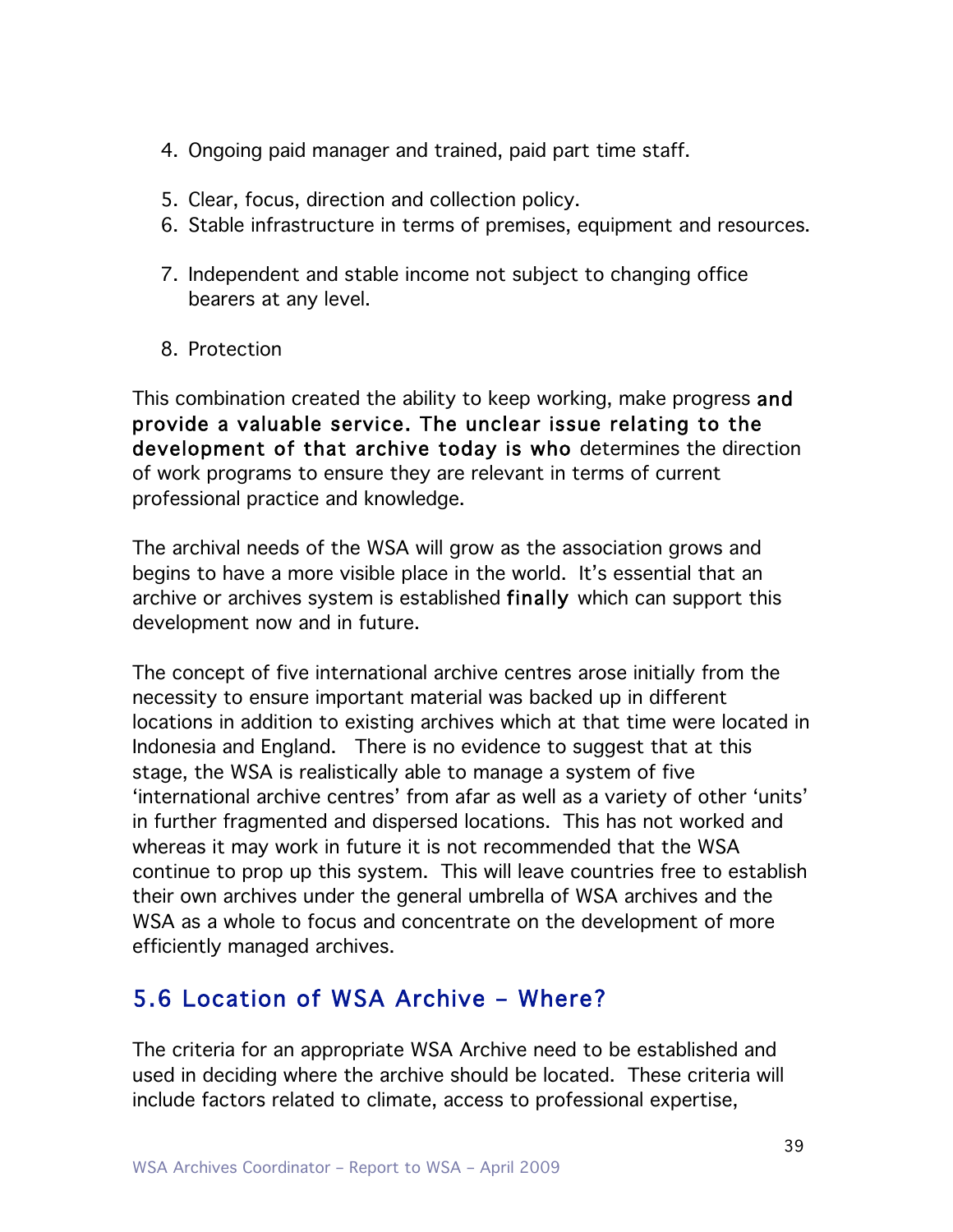4. Ongoing paid manager and trained, paid part time staff.
5. Clear, focus, direction and collection policy.
6. Stable infrastructure in terms of premises, equipment and resources.
7. Independent and stable income not subject to changing office bearers at any level.
8. Protection

This combination created the ability to keep working, make progress and provide a valuable service. The unclear issue relating to the development of that archive today is who determines the direction of work programs to ensure they are relevant in terms of current professional practice and knowledge.

The archival needs of the WSA will grow as the association grows and begins to have a more visible place in the world. It's essential that an archive or archives system is established finally which can support this development now and in future.

The concept of five international archive centres arose initially from the necessity to ensure important material was backed up in different locations in addition to existing archives which at that time were located in Indonesia and England. There is no evidence to suggest that at this stage, the WSA is realistically able to manage a system of five 'international archive centres' from afar as well as a variety of other 'units' in further fragmented and dispersed locations. This has not worked and whereas it may work in future it is not recommended that the WSA continue to prop up this system. This will leave countries free to establish their own archives under the general umbrella of WSA archives and the WSA as a whole to focus and concentrate on the development of more efficiently managed archives.

## 5.6 Location of WSA Archive – Where?

The criteria for an appropriate WSA Archive need to be established and used in deciding where the archive should be located. These criteria will include factors related to climate, access to professional expertise,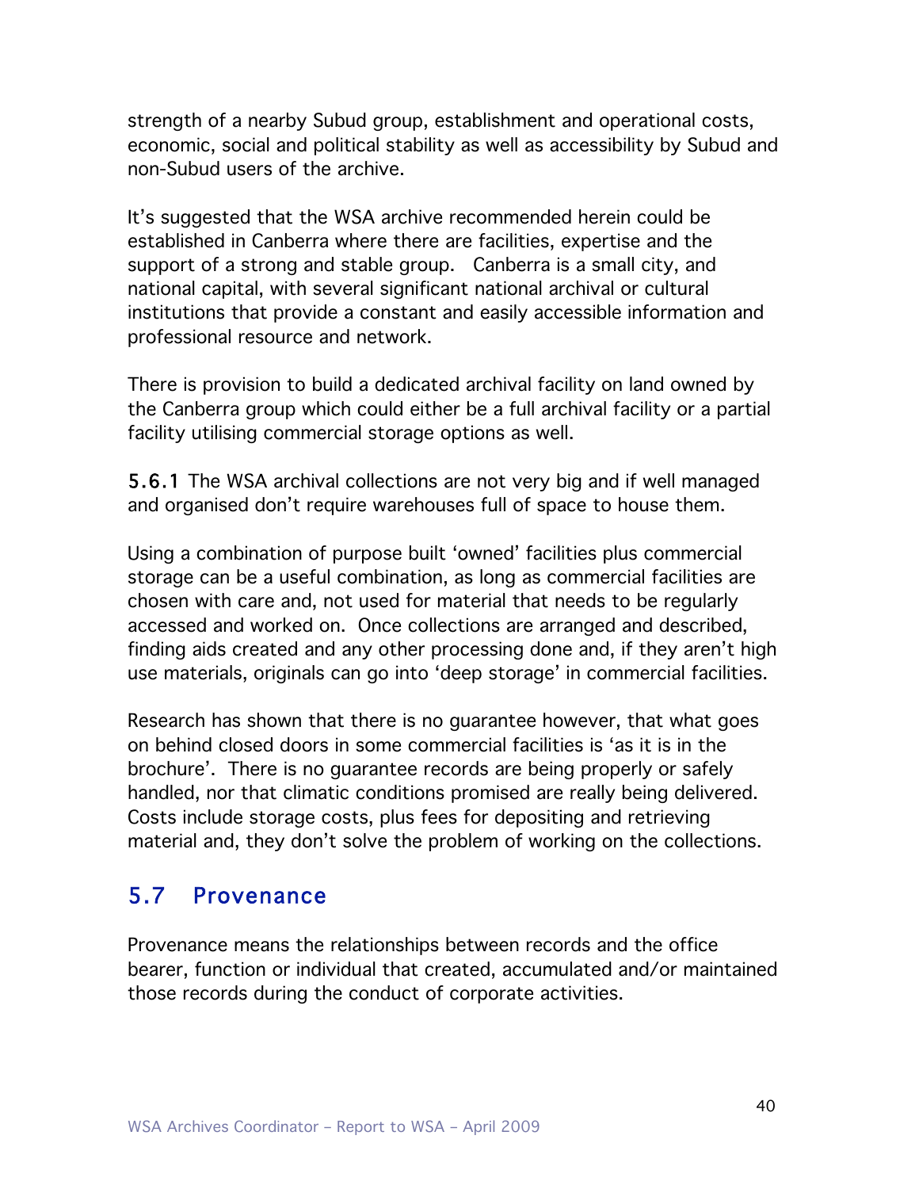strength of a nearby Subud group, establishment and operational costs, economic, social and political stability as well as accessibility by Subud and non-Subud users of the archive.

It's suggested that the WSA archive recommended herein could be established in Canberra where there are facilities, expertise and the support of a strong and stable group. Canberra is a small city, and national capital, with several significant national archival or cultural institutions that provide a constant and easily accessible information and professional resource and network.

There is provision to build a dedicated archival facility on land owned by the Canberra group which could either be a full archival facility or a partial facility utilising commercial storage options as well.

**5.6.1** The WSA archival collections are not very big and if well managed and organised don't require warehouses full of space to house them.

Using a combination of purpose built 'owned' facilities plus commercial storage can be a useful combination, as long as commercial facilities are chosen with care and, not used for material that needs to be regularly accessed and worked on. Once collections are arranged and described, finding aids created and any other processing done and, if they aren't high use materials, originals can go into 'deep storage' in commercial facilities.

Research has shown that there is no guarantee however, that what goes on behind closed doors in some commercial facilities is 'as it is in the brochure'. There is no guarantee records are being properly or safely handled, nor that climatic conditions promised are really being delivered. Costs include storage costs, plus fees for depositing and retrieving material and, they don't solve the problem of working on the collections.

## 5.7 Provenance

Provenance means the relationships between records and the office bearer, function or individual that created, accumulated and/or maintained those records during the conduct of corporate activities.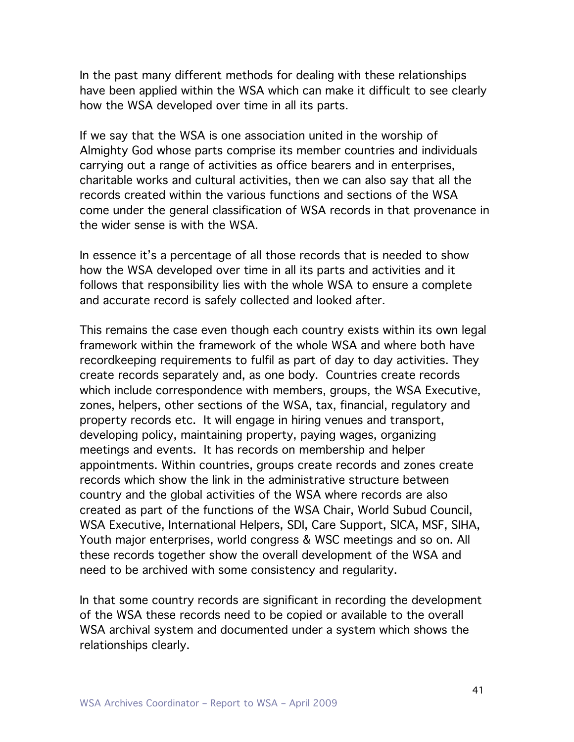In the past many different methods for dealing with these relationships have been applied within the WSA which can make it difficult to see clearly how the WSA developed over time in all its parts.

If we say that the WSA is one association united in the worship of Almighty God whose parts comprise its member countries and individuals carrying out a range of activities as office bearers and in enterprises, charitable works and cultural activities, then we can also say that all the records created within the various functions and sections of the WSA come under the general classification of WSA records in that provenance in the wider sense is with the WSA.

In essence it's a percentage of all those records that is needed to show how the WSA developed over time in all its parts and activities and it follows that responsibility lies with the whole WSA to ensure a complete and accurate record is safely collected and looked after.

This remains the case even though each country exists within its own legal framework within the framework of the whole WSA and where both have recordkeeping requirements to fulfil as part of day to day activities. They create records separately and, as one body. Countries create records which include correspondence with members, groups, the WSA Executive, zones, helpers, other sections of the WSA, tax, financial, regulatory and property records etc. It will engage in hiring venues and transport, developing policy, maintaining property, paying wages, organizing meetings and events. It has records on membership and helper appointments. Within countries, groups create records and zones create records which show the link in the administrative structure between country and the global activities of the WSA where records are also created as part of the functions of the WSA Chair, World Subud Council, WSA Executive, International Helpers, SDI, Care Support, SICA, MSF, SIHA, Youth major enterprises, world congress & WSC meetings and so on. All these records together show the overall development of the WSA and need to be archived with some consistency and regularity.

In that some country records are significant in recording the development of the WSA these records need to be copied or available to the overall WSA archival system and documented under a system which shows the relationships clearly.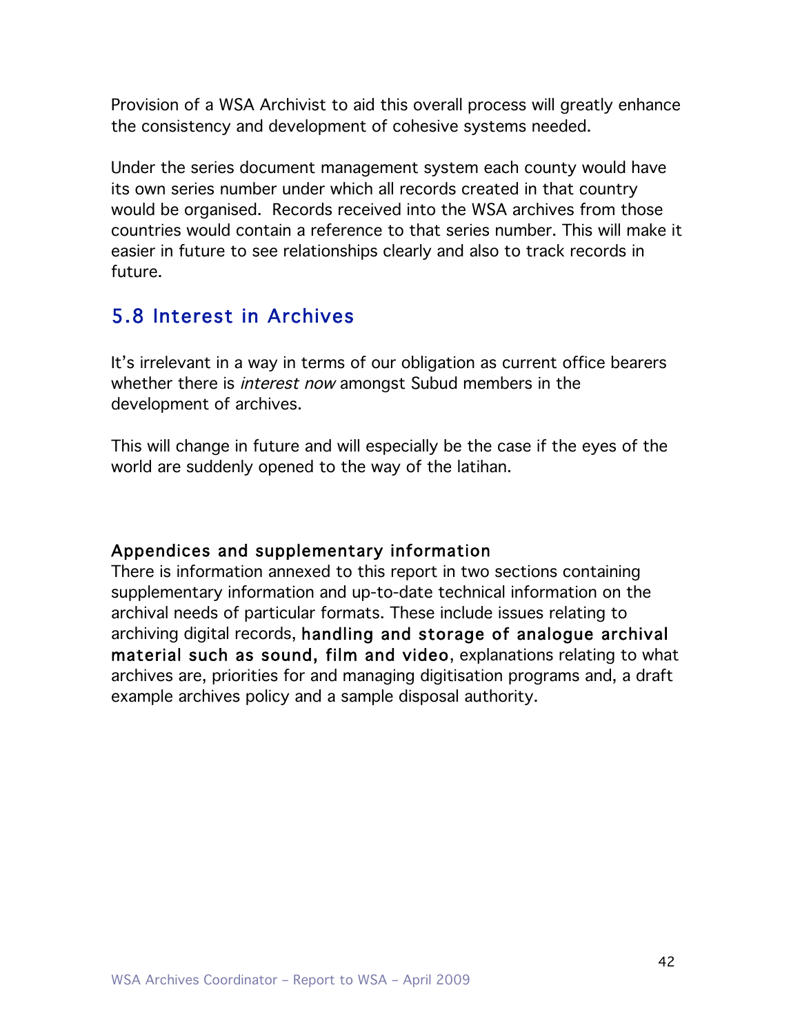Provision of a WSA Archivist to aid this overall process will greatly enhance the consistency and development of cohesive systems needed.

Under the series document management system each county would have its own series number under which all records created in that country would be organised.  Records received into the WSA archives from those countries would contain a reference to that series number. This will make it easier in future to see relationships clearly and also to track records in future.

## 5.8 Interest in Archives

It's irrelevant in a way in terms of our obligation as current office bearers whether there is *interest now* amongst Subud members in the development of archives.

This will change in future and will especially be the case if the eyes of the world are suddenly opened to the way of the latihan.

### Appendices and supplementary information

There is information annexed to this report in two sections containing supplementary information and up-to-date technical information on the archival needs of particular formats. These include issues relating to archiving digital records, **handling and storage of analogue archival material such as sound, film and video**, explanations relating to what archives are, priorities for and managing digitisation programs and, a draft example archives policy and a sample disposal authority.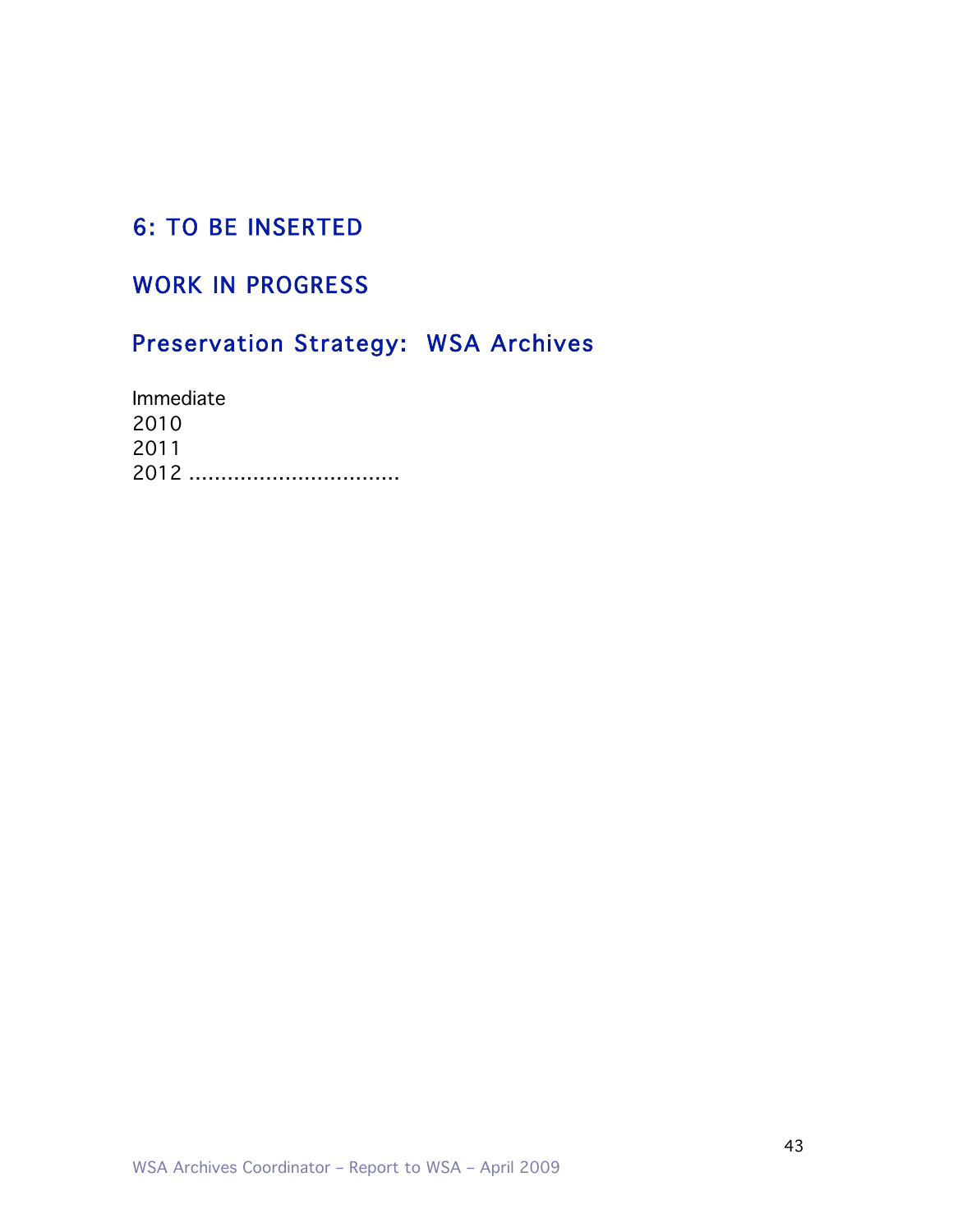## 6: TO BE INSERTED

## WORK IN PROGRESS

## Preservation Strategy: WSA Archives

Immediate
2010
2011
2012 ................................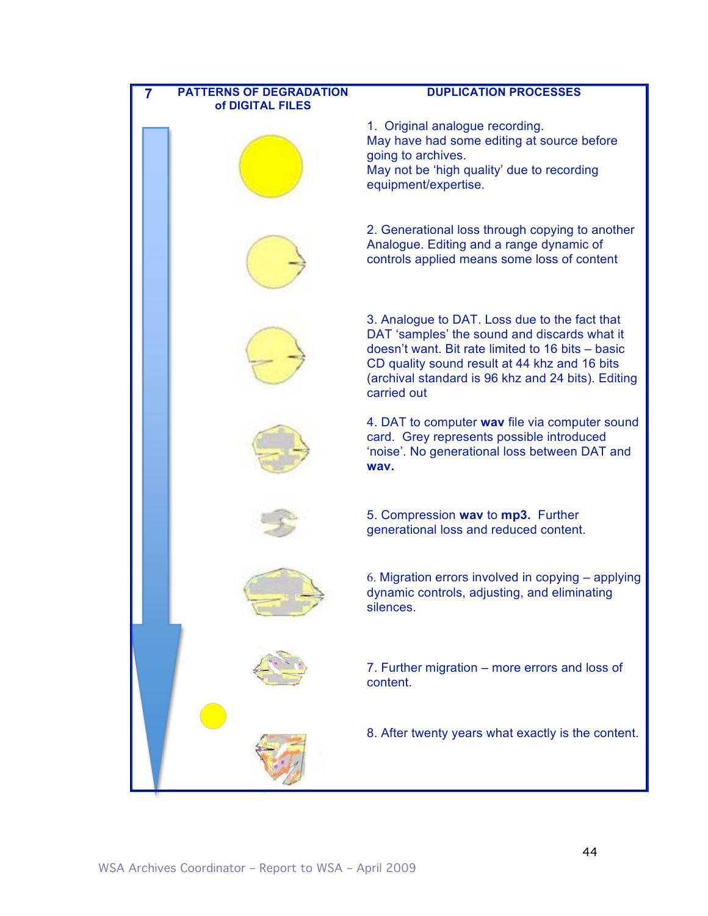| 7 PATTERNS OF DEGRADATION of DIGITAL FILES | DUPLICATION PROCESSES |
|---|---|
| | 1. Original analogue recording. May have had some editing at source before going to archives. May not be 'high quality' due to recording equipment/expertise. |
| | 2. Generational loss through copying to another Analogue. Editing and a range dynamic of controls applied means some loss of content |
| | 3. Analogue to DAT. Loss due to the fact that DAT 'samples' the sound and discards what it doesn't want. Bit rate limited to 16 bits – basic CD quality sound result at 44 khz and 16 bits (archival standard is 96 khz and 24 bits). Editing carried out |
| | 4. DAT to computer **wav** file via computer sound card. Grey represents possible introduced 'noise'. No generational loss between DAT and **wav.** |
| | 5. Compression **wav** to **mp3.** Further generational loss and reduced content. |
| | 6. Migration errors involved in copying – applying dynamic controls, adjusting, and eliminating silences. |
| | 7. Further migration – more errors and loss of content. |
| | 8. After twenty years what exactly is the content. |